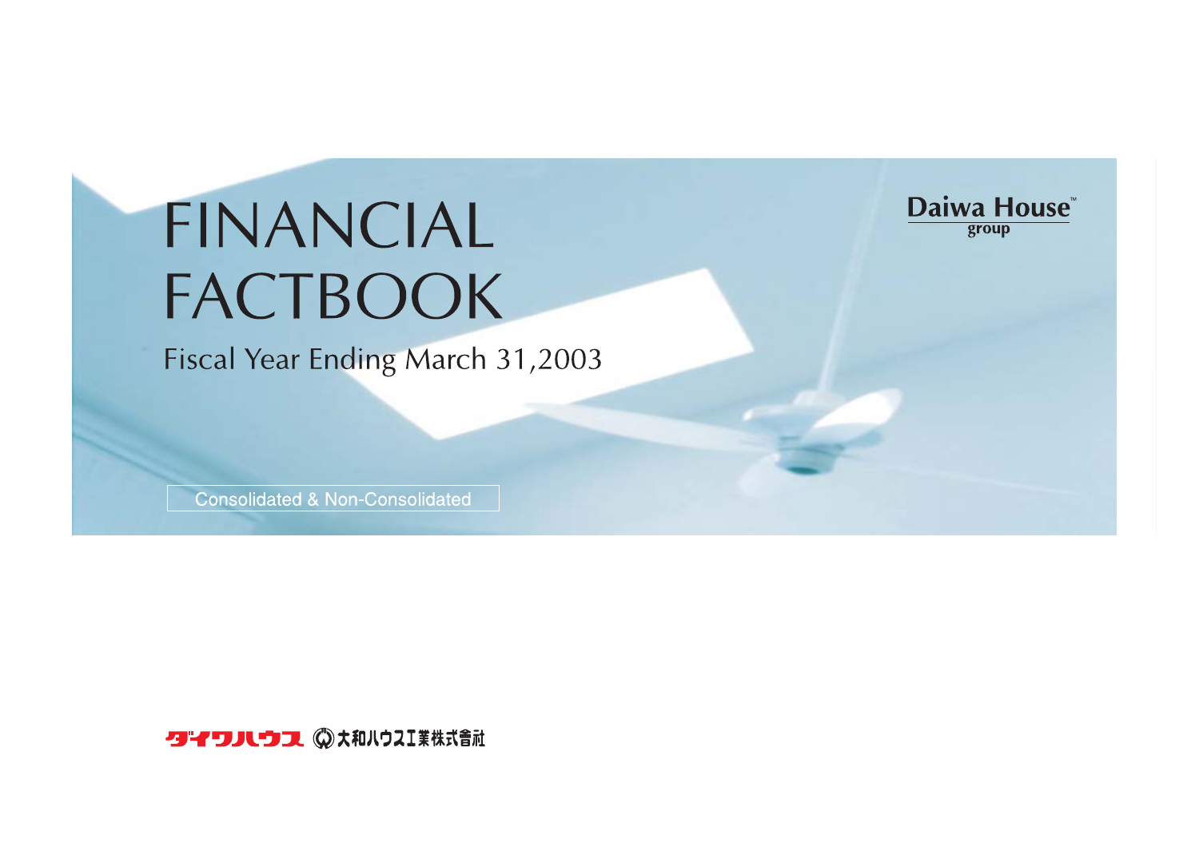# FINANCIAL FACTBOOK

Fiscal Year Ending March 31,2003

Daiwa House™ group

Consolidated & Non-Consolidated

ダイワハウス 大和ハウス工業株式會社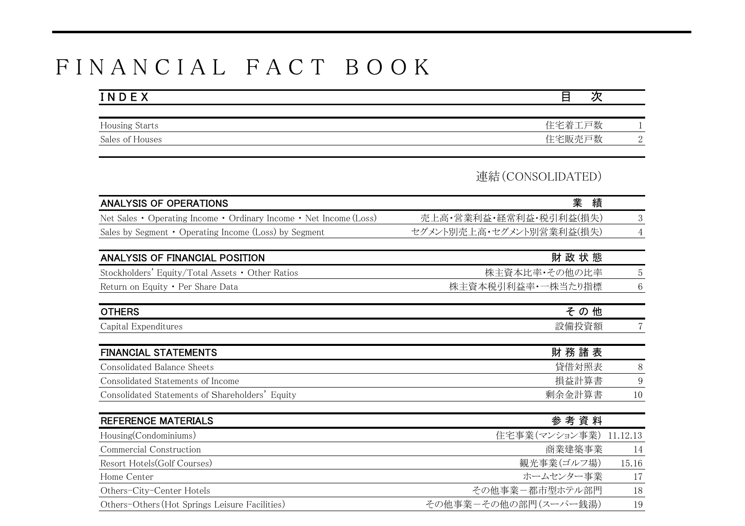# FINANCIAL FACT BOOK

| INDEX | 目　次 | |
|---|---|---|
| Housing Starts | 住宅着工戸数 | 1 |
| Sales of Houses | 住宅販売戸数 | 2 |

連結(CONSOLIDATED)

| ANALYSIS OF OPERATIONS | 業　績 | |
|---|---|---|
| Net Sales・Operating Income・Ordinary Income・Net Income(Loss) | 売上高・営業利益・経常利益・税引利益(損失) | 3 |
| Sales by Segment・Operating Income (Loss) by Segment | セグメント別売上高・セグメント別営業利益(損失) | 4 |

| ANALYSIS OF FINANCIAL POSITION | 財 政 状 態 | |
|---|---|---|
| Stockholders' Equity/Total Assets・Other Ratios | 株主資本比率・その他の比率 | 5 |
| Return on Equity・Per Share Data | 株主資本税引利益率・一株当たり指標 | 6 |

| OTHERS | そ の 他 | |
|---|---|---|
| Capital Expenditures | 設備投資額 | 7 |

| FINANCIAL STATEMENTS | 財 務 諸 表 | |
|---|---|---|
| Consolidated Balance Sheets | 貸借対照表 | 8 |
| Consolidated Statements of Income | 損益計算書 | 9 |
| Consolidated Statements of Shareholders' Equity | 剰余金計算書 | 10 |

| REFERENCE MATERIALS | 参 考 資 料 | |
|---|---|---|
| Housing(Condominiums) | 住宅事業(マンション事業) | 11.12.13 |
| Commercial Construction | 商業建築事業 | 14 |
| Resort Hotels(Golf Courses) | 観光事業(ゴルフ場) | 15.16 |
| Home Center | ホームセンター事業 | 17 |
| Others-City-Center Hotels | その他事業－都市型ホテル部門 | 18 |
| Others-Others(Hot Springs Leisure Facilities) | その他事業－その他の部門(スーパー銭湯) | 19 |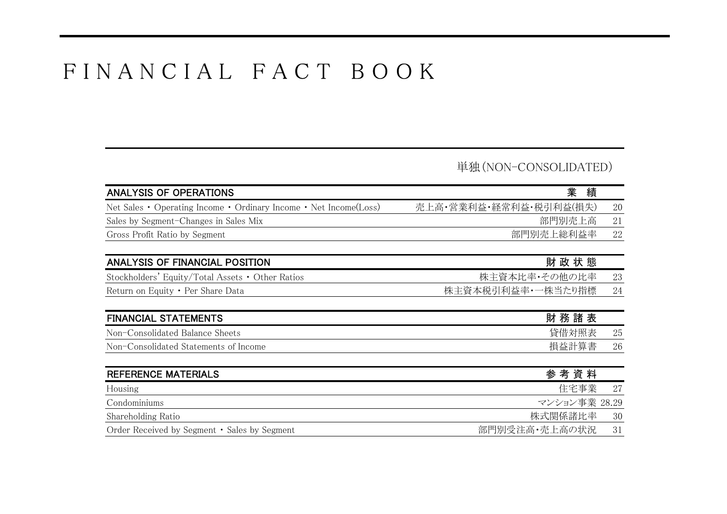# FINANCIAL FACT BOOK

## 単独(NON-CONSOLIDATED)

| ANALYSIS OF OPERATIONS | 業　績 | |
|---|---|---|
| Net Sales・Operating Income・Ordinary Income・Net Income(Loss) | 売上高・営業利益・経常利益・税引利益(損失) | 20 |
| Sales by Segment-Changes in Sales Mix | 部門別売上高 | 21 |
| Gross Profit Ratio by Segment | 部門別売上総利益率 | 22 |

| ANALYSIS OF FINANCIAL POSITION | 財 政 状 態 | |
|---|---|---|
| Stockholders' Equity/Total Assets・Other Ratios | 株主資本比率・その他の比率 | 23 |
| Return on Equity・Per Share Data | 株主資本税引利益率・一株当たり指標 | 24 |

| FINANCIAL STATEMENTS | 財 務 諸 表 | |
|---|---|---|
| Non-Consolidated Balance Sheets | 貸借対照表 | 25 |
| Non-Consolidated Statements of Income | 損益計算書 | 26 |

| REFERENCE MATERIALS | 参 考 資 料 | |
|---|---|---|
| Housing | 住宅事業 | 27 |
| Condominiums | マンション事業 | 28.29 |
| Shareholding Ratio | 株式関係諸比率 | 30 |
| Order Received by Segment・Sales by Segment | 部門別受注高・売上高の状況 | 31 |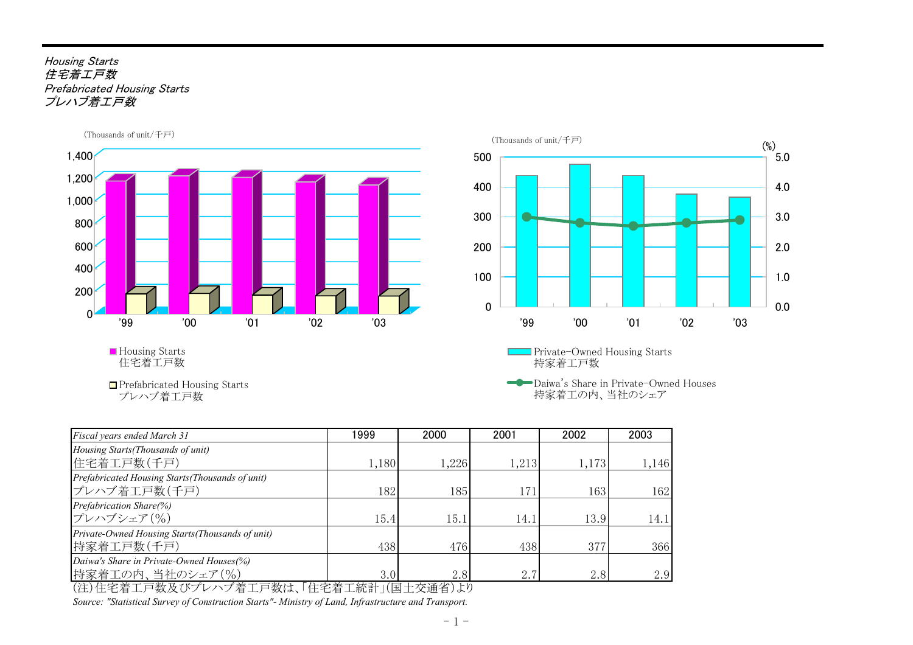*Housing Starts*
*住宅着工戸数*
*Prefabricated Housing Starts*
*プレハブ着工戸数*

(Thousands of unit/千戸)

■ Housing Starts
住宅着工戸数

□ Prefabricated Housing Starts
プレハブ着工戸数

(Thousands of unit/千戸) (%)

Private-Owned Housing Starts
持家着工戸数

Daiwa's Share in Private-Owned Houses
持家着工の内、当社のシェア

| *Fiscal years ended March 31* | 1999 | 2000 | 2001 | 2002 | 2003 |
|---|---|---|---|---|---|
| *Housing Starts(Thousands of unit)* 住宅着工戸数(千戸) | 1,180 | 1,226 | 1,213 | 1,173 | 1,146 |
| *Prefabricated Housing Starts(Thousands of unit)* プレハブ着工戸数(千戸) | 182 | 185 | 171 | 163 | 162 |
| *Prefabrication Share(%)* プレハブシェア(%) | 15.4 | 15.1 | 14.1 | 13.9 | 14.1 |
| *Private-Owned Housing Starts(Thousands of unit)* 持家着工戸数(千戸) | 438 | 476 | 438 | 377 | 366 |
| *Daiwa's Share in Private-Owned Houses(%)* 持家着工の内、当社のシェア(%) | 3.0 | 2.8 | 2.7 | 2.8 | 2.9 |

(注)住宅着工戸数及びプレハブ着工戸数は､｢住宅着工統計｣(国土交通省)より

*Source: "Statistical Survey of Construction Starts"- Ministry of Land, Infrastructure and Transport.*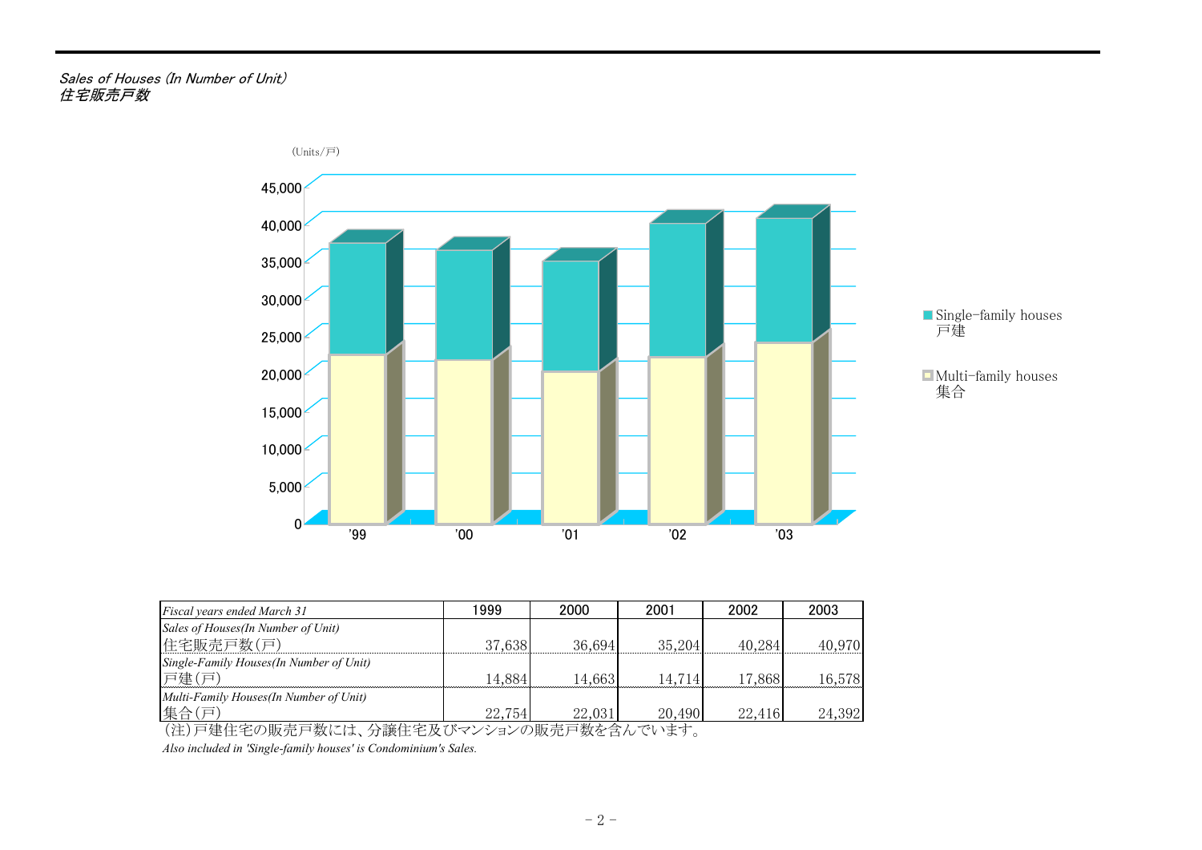*Sales of Houses (In Number of Unit)*
*住宅販売戸数*

| *Fiscal years ended March 31* | 1999 | 2000 | 2001 | 2002 | 2003 |
|---|---|---|---|---|---|
| *Sales of Houses(In Number of Unit)* 住宅販売戸数(戸) | 37,638 | 36,694 | 35,204 | 40,284 | 40,970 |
| *Single-Family Houses(In Number of Unit)* 戸建(戸) | 14,884 | 14,663 | 14,714 | 17,868 | 16,578 |
| *Multi-Family Houses(In Number of Unit)* 集合(戸) | 22,754 | 22,031 | 20,490 | 22,416 | 24,392 |

(注)戸建住宅の販売戸数には、分譲住宅及びマンションの販売戸数を含んでいます。

*Also included in 'Single-family houses' is Condominium's Sales.*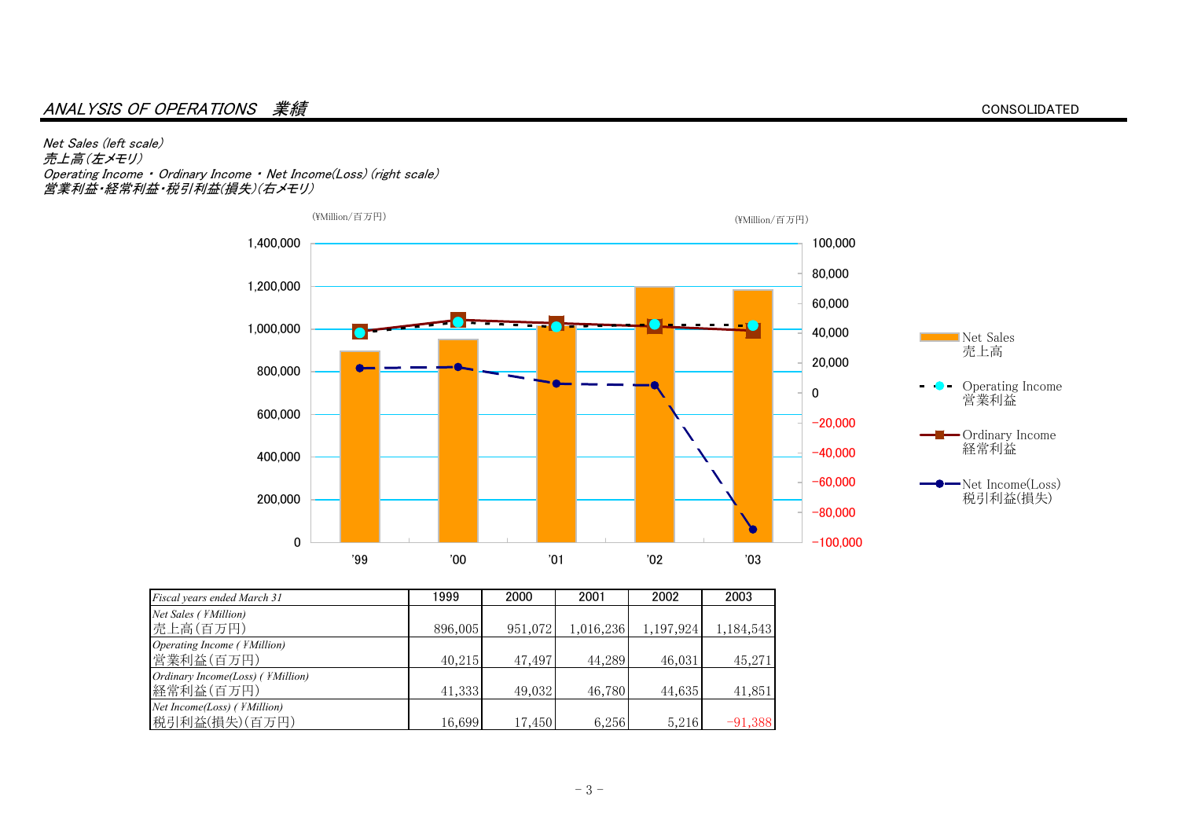## *ANALYSIS OF OPERATIONS　業績*

CONSOLIDATED

*Net Sales (left scale)*
*売上高(左メモリ)*
*Operating Income ・ Ordinary Income ・ Net Income(Loss) (right scale)*
*営業利益･経常利益･税引利益(損失)(右メモリ)*

(¥Million/百万円)　　(¥Million/百万円)

Net Sales 売上高
Operating Income 営業利益
Ordinary Income 経常利益
Net Income(Loss) 税引利益(損失)

| *Fiscal years ended March 31* | 1999 | 2000 | 2001 | 2002 | 2003 |
|---|---|---|---|---|---|
| *Net Sales ( ¥Million)* 売上高(百万円) | 896,005 | 951,072 | 1,016,236 | 1,197,924 | 1,184,543 |
| *Operating Income ( ¥Million)* 営業利益(百万円) | 40,215 | 47,497 | 44,289 | 46,031 | 45,271 |
| *Ordinary Income(Loss) ( ¥Million)* 経常利益(百万円) | 41,333 | 49,032 | 46,780 | 44,635 | 41,851 |
| *Net Income(Loss) ( ¥Million)* 税引利益(損失)(百万円) | 16,699 | 17,450 | 6,256 | 5,216 | −91,388 |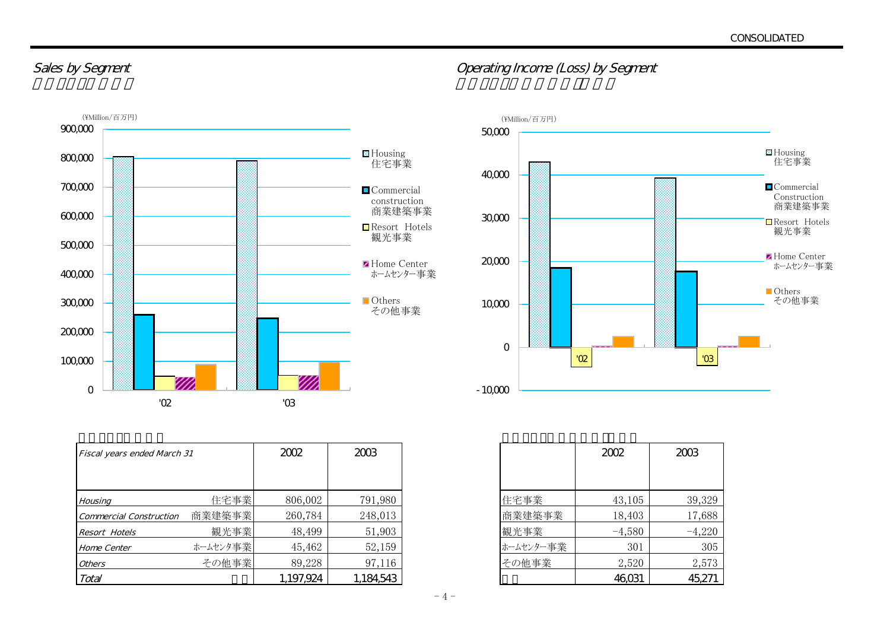## Sales by Segment

(¥Million/百万円)

Housing 住宅事業 / Commercial construction 商業建築事業 / Resort Hotels 観光事業 / Home Center ホームセンター事業 / Others その他事業

| Fiscal years ended March 31 | | 2002 | 2003 |
|---|---|---|---|
| Housing | 住宅事業 | 806,002 | 791,980 |
| Commercial Construction | 商業建築事業 | 260,784 | 248,013 |
| Resort Hotels | 観光事業 | 48,499 | 51,903 |
| Home Center | ホームセンタ事業 | 45,462 | 52,159 |
| Others | その他事業 | 89,228 | 97,116 |
| Total | | 1,197,924 | 1,184,543 |

## Operating Income (Loss) by Segment

(¥Million/百万円)

Housing 住宅事業 / Commercial Construction 商業建築事業 / Resort Hotels 観光事業 / Home Center ホームセンター事業 / Others その他事業

| | 2002 | 2003 |
|---|---|---|
| 住宅事業 | 43,105 | 39,329 |
| 商業建築事業 | 18,403 | 17,688 |
| 観光事業 | −4,580 | −4,220 |
| ホームセンター事業 | 301 | 305 |
| その他事業 | 2,520 | 2,573 |
| | 46,031 | 45,271 |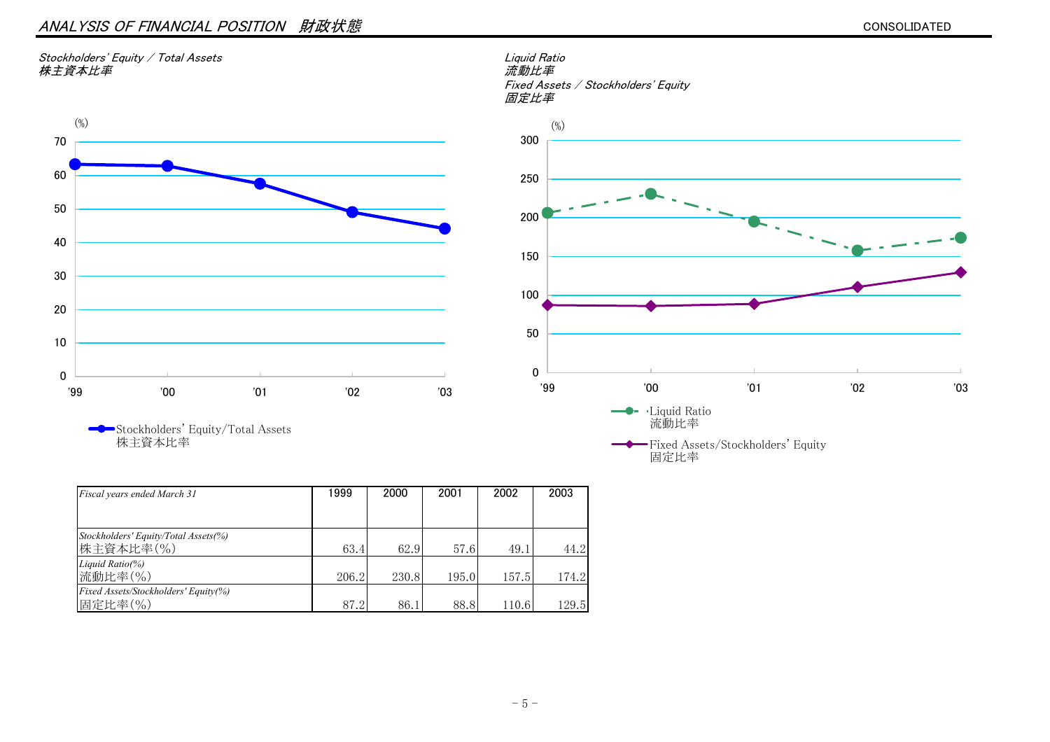## *ANALYSIS OF FINANCIAL POSITION　財政状態*

CONSOLIDATED

*Stockholders' Equity / Total Assets*
*株主資本比率*

(%)

Stockholders' Equity/Total Assets
株主資本比率

*Liquid Ratio*
*流動比率*
*Fixed Assets / Stockholders' Equity*
*固定比率*

(%)

Liquid Ratio
流動比率

Fixed Assets/Stockholders' Equity
固定比率

| *Fiscal years ended March 31* | 1999 | 2000 | 2001 | 2002 | 2003 |
|---|---|---|---|---|---|
| *Stockholders' Equity/Total Assets(%)* 株主資本比率(%) | 63.4 | 62.9 | 57.6 | 49.1 | 44.2 |
| *Liquid Ratio(%)* 流動比率(%) | 206.2 | 230.8 | 195.0 | 157.5 | 174.2 |
| *Fixed Assets/Stockholders' Equity(%)* 固定比率(%) | 87.2 | 86.1 | 88.8 | 110.6 | 129.5 |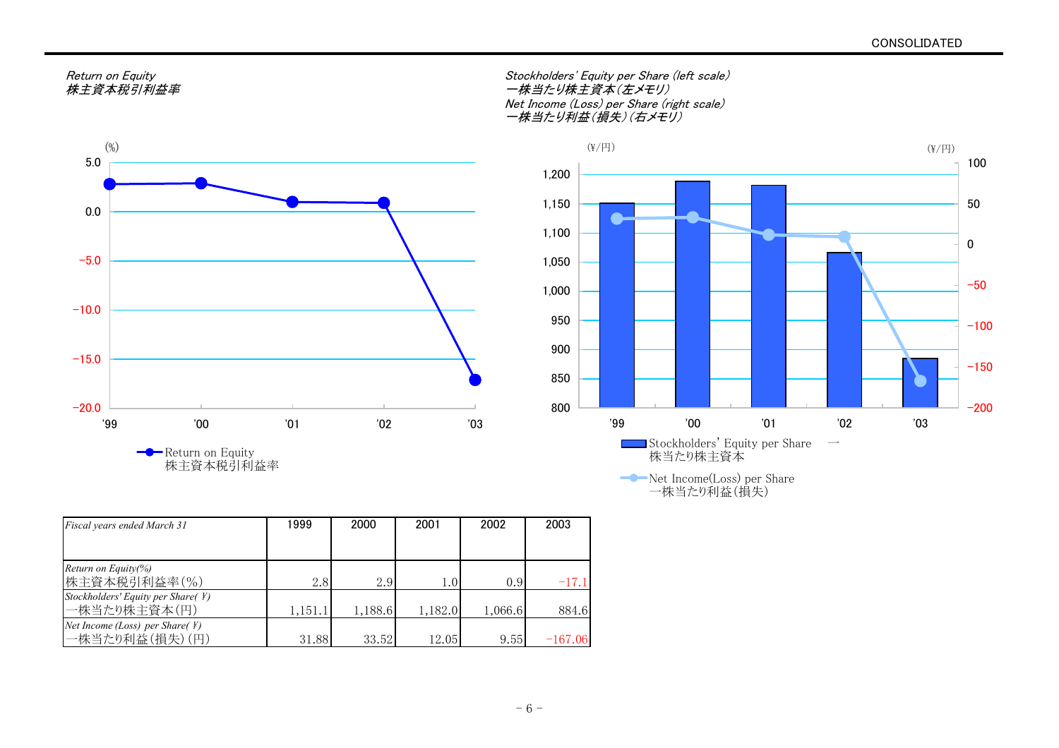CONSOLIDATED

*Return on Equity*
*株主資本税引利益率*

*Stockholders' Equity per Share (left scale)*
*一株当たり株主資本(左メモリ)*
*Net Income (Loss) per Share (right scale)*
*一株当たり利益(損失)(右メモリ)*

| *Fiscal years ended March 31* | 1999 | 2000 | 2001 | 2002 | 2003 |
|---|---|---|---|---|---|
| *Return on Equity(%)* 株主資本税引利益率(%) | 2.8 | 2.9 | 1.0 | 0.9 | −17.1 |
| *Stockholders' Equity per Share(¥)* 一株当たり株主資本(円) | 1,151.1 | 1,188.6 | 1,182.0 | 1,066.6 | 884.6 |
| *Net Income (Loss) per Share(¥)* 一株当たり利益(損失)(円) | 31.88 | 33.52 | 12.05 | 9.55 | −167.06 |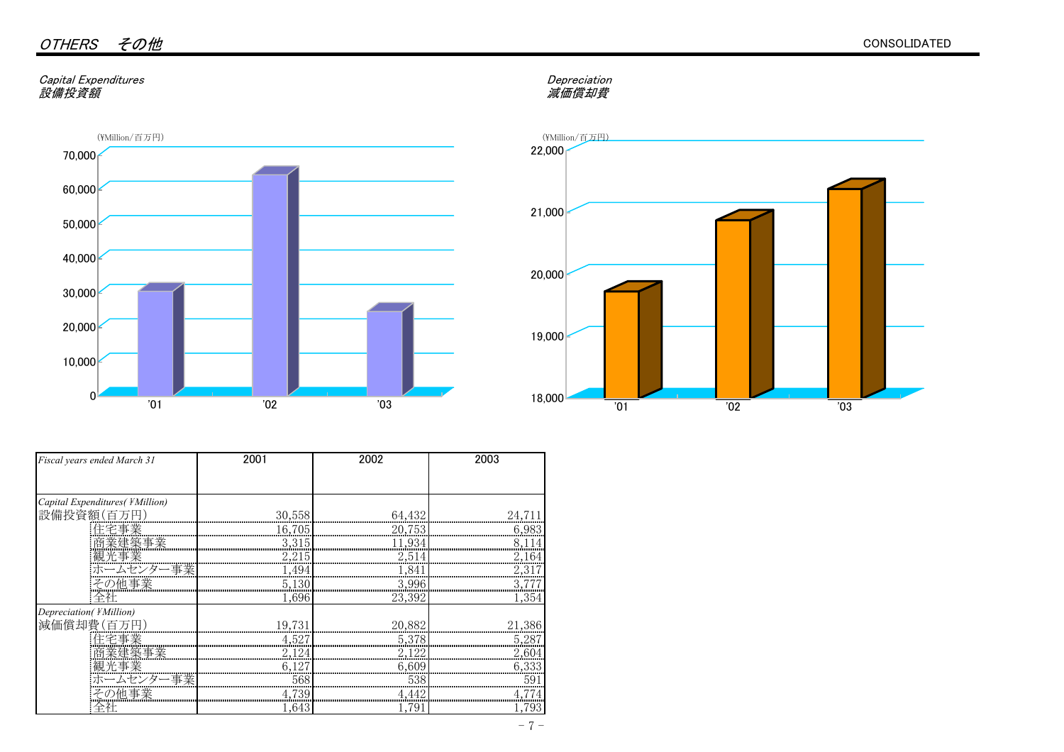# *OTHERS　その他*

CONSOLIDATED

## *Capital Expenditures*
## *設備投資額*

(¥Million/百万円)

## *Depreciation*
## *減価償却費*

(¥Million/百万円)

| *Fiscal years ended March 31* | 2001 | 2002 | 2003 |
|---|---|---|---|
| *Capital Expenditures(¥Million)* 設備投資額(百万円) | 30,558 | 64,432 | 24,711 |
| 住宅事業 | 16,705 | 20,753 | 6,983 |
| 商業建築事業 | 3,315 | 11,934 | 8,114 |
| 観光事業 | 2,215 | 2,514 | 2,164 |
| ホームセンター事業 | 1,494 | 1,841 | 2,317 |
| その他事業 | 5,130 | 3,996 | 3,777 |
| 全社 | 1,696 | 23,392 | 1,354 |
| *Depreciation(¥Million)* 減価償却費(百万円) | 19,731 | 20,882 | 21,386 |
| 住宅事業 | 4,527 | 5,378 | 5,287 |
| 商業建築事業 | 2,124 | 2,122 | 2,604 |
| 観光事業 | 6,127 | 6,609 | 6,333 |
| ホームセンター事業 | 568 | 538 | 591 |
| その他事業 | 4,739 | 4,442 | 4,774 |
| 全社 | 1,643 | 1,791 | 1,793 |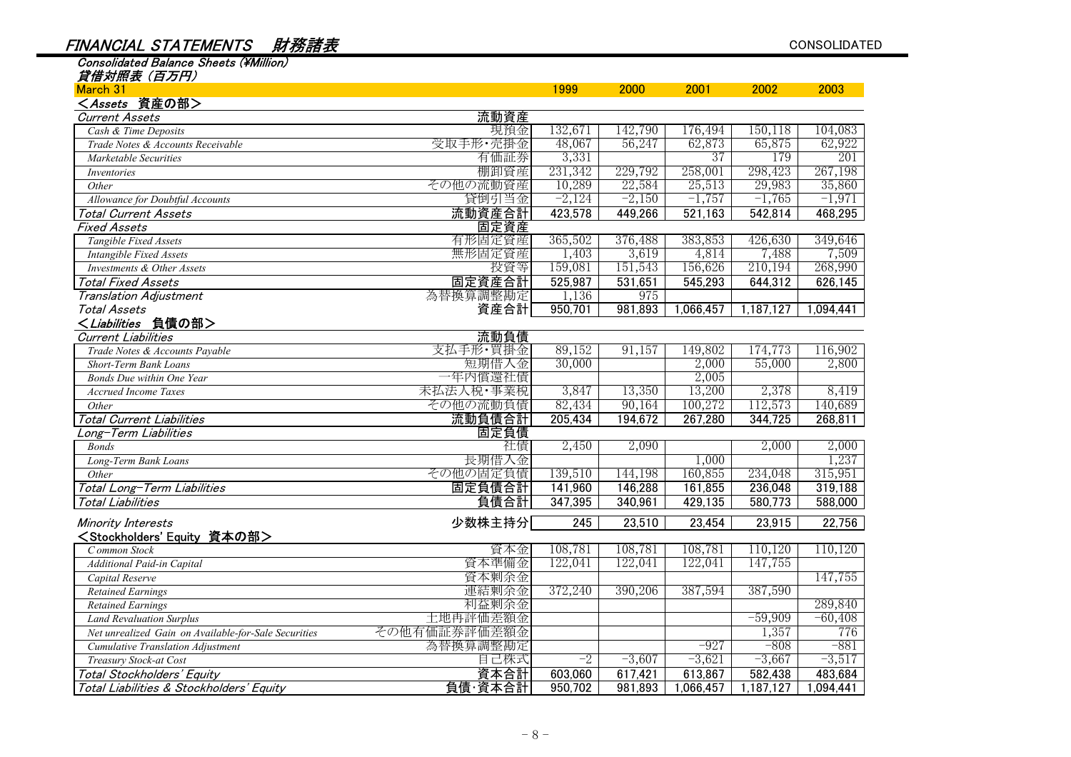# FINANCIAL STATEMENTS　財務諸表

CONSOLIDATED

## Consolidated Balance Sheets (¥Million)
## 貸借対照表（百万円）

| March 31 | | 1999 | 2000 | 2001 | 2002 | 2003 |
|---|---|---|---|---|---|---|
| **<Assets　資産の部>** | | | | | | |
| *Current Assets* | 流動資産 | | | | | |
| *Cash & Time Deposits* | 現預金 | 132,671 | 142,790 | 176,494 | 150,118 | 104,083 |
| *Trade Notes & Accounts Receivable* | 受取手形･売掛金 | 48,067 | 56,247 | 62,873 | 65,875 | 62,922 |
| *Marketable Securities* | 有価証券 | 3,331 | | 37 | 179 | 201 |
| *Inventories* | 棚卸資産 | 231,342 | 229,792 | 258,001 | 298,423 | 267,198 |
| *Other* | その他の流動資産 | 10,289 | 22,584 | 25,513 | 29,983 | 35,860 |
| *Allowance for Doubtful Accounts* | 貸倒引当金 | −2,124 | −2,150 | −1,757 | −1,765 | −1,971 |
| *Total Current Assets* | 流動資産合計 | 423,578 | 449,266 | 521,163 | 542,814 | 468,295 |
| *Fixed Assets* | 固定資産 | | | | | |
| *Tangible Fixed Assets* | 有形固定資産 | 365,502 | 376,488 | 383,853 | 426,630 | 349,646 |
| *Intangible Fixed Assets* | 無形固定資産 | 1,403 | 3,619 | 4,814 | 7,488 | 7,509 |
| *Investments & Other Assets* | 投資等 | 159,081 | 151,543 | 156,626 | 210,194 | 268,990 |
| *Total Fixed Assets* | 固定資産合計 | 525,987 | 531,651 | 545,293 | 644,312 | 626,145 |
| *Translation Adjustment* | 為替換算調整勘定 | 1,136 | 975 | | | |
| *Total Assets* | 資産合計 | 950,701 | 981,893 | 1,066,457 | 1,187,127 | 1,094,441 |
| **<Liabilities　負債の部>** | | | | | | |
| *Current Liabilities* | 流動負債 | | | | | |
| *Trade Notes & Accounts Payable* | 支払手形･買掛金 | 89,152 | 91,157 | 149,802 | 174,773 | 116,902 |
| *Short-Term Bank Loans* | 短期借入金 | 30,000 | | 2,000 | 55,000 | 2,800 |
| *Bonds Due within One Year* | 一年内償還社債 | | | 2,005 | | |
| *Accrued Income Taxes* | 未払法人税･事業税 | 3,847 | 13,350 | 13,200 | 2,378 | 8,419 |
| *Other* | その他の流動負債 | 82,434 | 90,164 | 100,272 | 112,573 | 140,689 |
| *Total Current Liabilities* | 流動負債合計 | 205,434 | 194,672 | 267,280 | 344,725 | 268,811 |
| *Long-Term Liabilities* | 固定負債 | | | | | |
| *Bonds* | 社債 | 2,450 | 2,090 | | 2,000 | 2,000 |
| *Long-Term Bank Loans* | 長期借入金 | | | 1,000 | | 1,237 |
| *Other* | その他の固定負債 | 139,510 | 144,198 | 160,855 | 234,048 | 315,951 |
| *Total Long-Term Liabilities* | 固定負債合計 | 141,960 | 146,288 | 161,855 | 236,048 | 319,188 |
| *Total Liabilities* | 負債合計 | 347,395 | 340,961 | 429,135 | 580,773 | 588,000 |
| *Minority Interests* | 少数株主持分 | 245 | 23,510 | 23,454 | 23,915 | 22,756 |
| **<Stockholders' Equity　資本の部>** | | | | | | |
| *Common Stock* | 資本金 | 108,781 | 108,781 | 108,781 | 110,120 | 110,120 |
| *Additional Paid-in Capital* | 資本準備金 | 122,041 | 122,041 | 122,041 | 147,755 | |
| *Capital Reserve* | 資本剰余金 | | | | | 147,755 |
| *Retained Earnings* | 連結剰余金 | 372,240 | 390,206 | 387,594 | 387,590 | |
| *Retained Earnings* | 利益剰余金 | | | | | 289,840 |
| *Land Revaluation Surplus* | 土地再評価差額金 | | | | −59,909 | −60,408 |
| *Net unrealized Gain on Available-for-Sale Securities* | その他有価証券評価差額金 | | | | 1,357 | 776 |
| *Cumulative Translation Adjustment* | 為替換算調整勘定 | | | −927 | −808 | −881 |
| *Treasury Stock-at Cost* | 自己株式 | −2 | −3,607 | −3,621 | −3,667 | −3,517 |
| *Total Stockholders' Equity* | 資本合計 | 603,060 | 617,421 | 613,867 | 582,438 | 483,684 |
| *Total Liabilities & Stockholders' Equity* | 負債･資本合計 | 950,702 | 981,893 | 1,066,457 | 1,187,127 | 1,094,441 |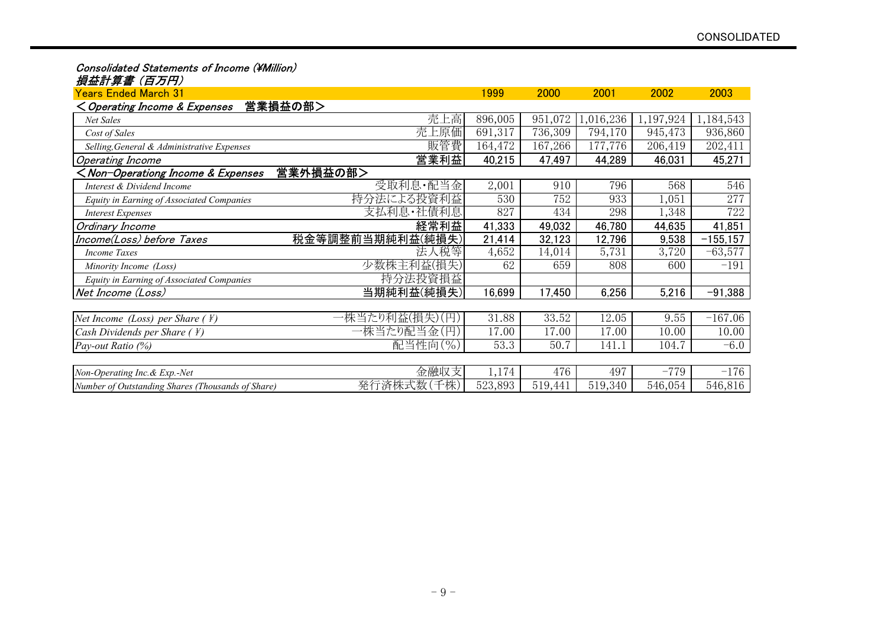CONSOLIDATED

*Consolidated Statements of Income (¥Million)*

*損益計算書（百万円）*

| Years Ended March 31 | | 1999 | 2000 | 2001 | 2002 | 2003 |
|---|---|---|---|---|---|---|
| **＜Operating Income & Expenses　営業損益の部＞** | | | | | | |
| *Net Sales* | 売上高 | 896,005 | 951,072 | 1,016,236 | 1,197,924 | 1,184,543 |
| *Cost of Sales* | 売上原価 | 691,317 | 736,309 | 794,170 | 945,473 | 936,860 |
| *Selling,General & Administrative Expenses* | 販管費 | 164,472 | 167,266 | 177,776 | 206,419 | 202,411 |
| *Operating Income* | **営業利益** | **40,215** | **47,497** | **44,289** | **46,031** | **45,271** |
| **＜Non-Operationg Income & Expenses　営業外損益の部＞** | | | | | | |
| *Interest & Dividend Income* | 受取利息・配当金 | 2,001 | 910 | 796 | 568 | 546 |
| *Equity in Earning of Associated Companies* | 持分法による投資利益 | 530 | 752 | 933 | 1,051 | 277 |
| *Interest Expenses* | 支払利息・社債利息 | 827 | 434 | 298 | 1,348 | 722 |
| *Ordinary Income* | **経常利益** | **41,333** | **49,032** | **46,780** | **44,635** | **41,851** |
| *Income(Loss) before Taxes* | **税金等調整前当期純利益(純損失)** | **21,414** | **32,123** | **12,796** | **9,538** | **−155,157** |
| *Income Taxes* | 法人税等 | 4,652 | 14,014 | 5,731 | 3,720 | −63,577 |
| *Minority Income (Loss)* | 少数株主利益(損失) | 62 | 659 | 808 | 600 | −191 |
| *Equity in Earning of Associated Companies* | 持分法投資損益 | | | | | |
| *Net Income (Loss)* | **当期純利益(純損失)** | **16,699** | **17,450** | **6,256** | **5,216** | **−91,388** |

| | | 1999 | 2000 | 2001 | 2002 | 2003 |
|---|---|---|---|---|---|---|
| *Net Income (Loss) per Share (¥)* | 一株当たり利益(損失)(円) | 31.88 | 33.52 | 12.05 | 9.55 | −167.06 |
| *Cash Dividends per Share (¥)* | 一株当たり配当金(円) | 17.00 | 17.00 | 17.00 | 10.00 | 10.00 |
| *Pay-out Ratio (%)* | 配当性向(%) | 53.3 | 50.7 | 141.1 | 104.7 | −6.0 |

| | | 1999 | 2000 | 2001 | 2002 | 2003 |
|---|---|---|---|---|---|---|
| *Non-Operating Inc.& Exp.-Net* | 金融収支 | 1,174 | 476 | 497 | −779 | −176 |
| *Number of Outstanding Shares (Thousands of Share)* | 発行済株式数(千株) | 523,893 | 519,441 | 519,340 | 546,054 | 546,816 |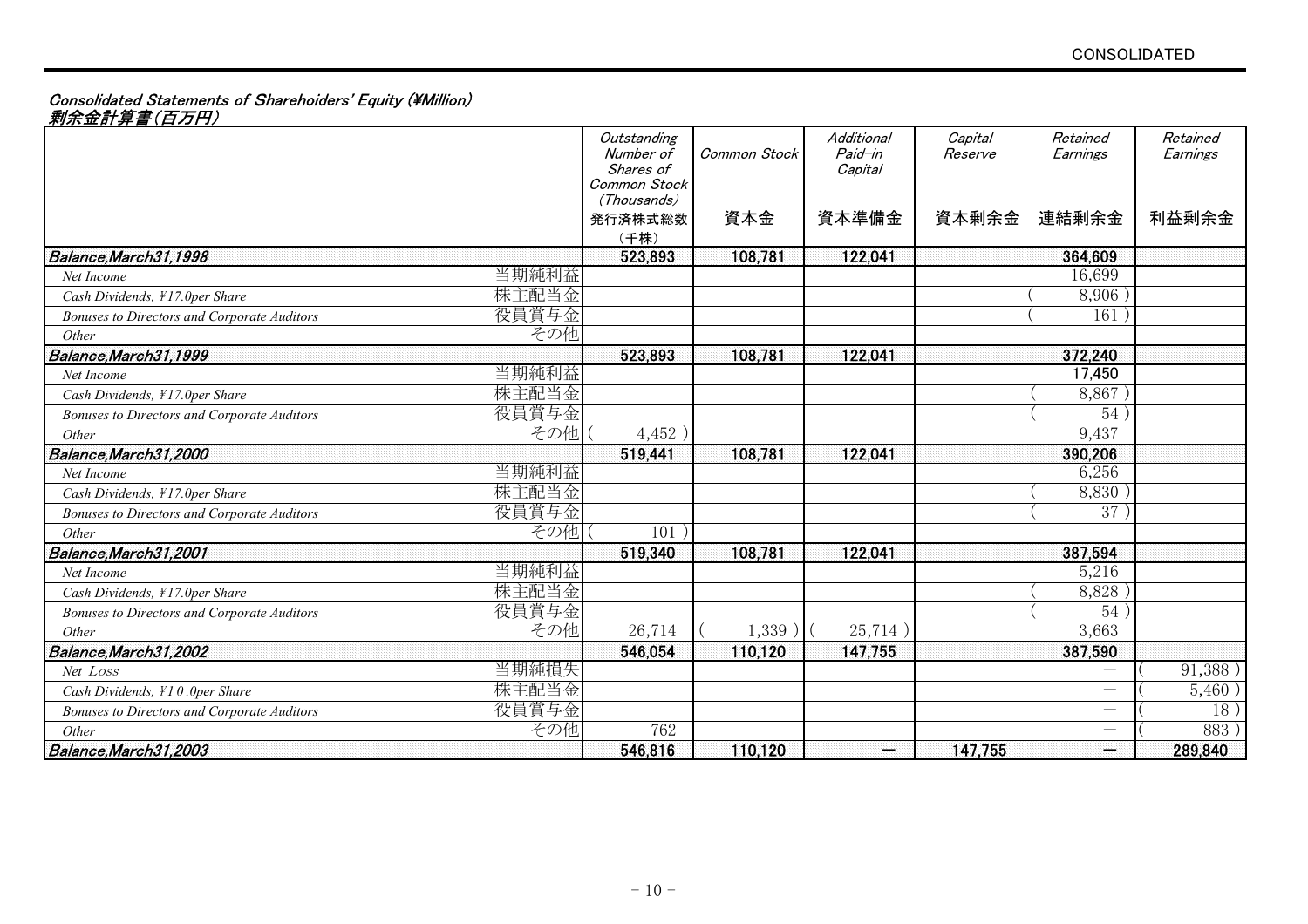Consolidated Statements of Sharehoiders' Equity (¥Million)
剰余金計算書（百万円）

| | | Outstanding Number of Shares of Common Stock (Thousands) 発行済株式総数（千株） | Common Stock 資本金 | Additional Paid-in Capital 資本準備金 | Capital Reserve 資本剰余金 | Retained Earnings 連結剰余金 | Retained Earnings 利益剰余金 |
|---|---|---|---|---|---|---|---|
| Balance,March31,1998 | | 523,893 | 108,781 | 122,041 | | 364,609 | |
| Net Income | 当期純利益 | | | | | 16,699 | |
| Cash Dividends, ¥17.0per Share | 株主配当金 | | | | | ( 8,906 ) | |
| Bonuses to Directors and Corporate Auditors | 役員賞与金 | | | | | ( 161 ) | |
| Other | その他 | | | | | | |
| Balance,March31,1999 | | 523,893 | 108,781 | 122,041 | | 372,240 | |
| Net Income | 当期純利益 | | | | | 17,450 | |
| Cash Dividends, ¥17.0per Share | 株主配当金 | | | | | ( 8,867 ) | |
| Bonuses to Directors and Corporate Auditors | 役員賞与金 | | | | | ( 54 ) | |
| Other | その他 | ( 4,452 ) | | | | 9,437 | |
| Balance,March31,2000 | | 519,441 | 108,781 | 122,041 | | 390,206 | |
| Net Income | 当期純利益 | | | | | 6,256 | |
| Cash Dividends, ¥17.0per Share | 株主配当金 | | | | | ( 8,830 ) | |
| Bonuses to Directors and Corporate Auditors | 役員賞与金 | | | | | ( 37 ) | |
| Other | その他 | ( 101 ) | | | | | |
| Balance,March31,2001 | | 519,340 | 108,781 | 122,041 | | 387,594 | |
| Net Income | 当期純利益 | | | | | 5,216 | |
| Cash Dividends, ¥17.0per Share | 株主配当金 | | | | | ( 8,828 ) | |
| Bonuses to Directors and Corporate Auditors | 役員賞与金 | | | | | ( 54 ) | |
| Other | その他 | 26,714 | ( 1,339 ) | ( 25,714 ) | | 3,663 | |
| Balance,March31,2002 | | 546,054 | 110,120 | 147,755 | | 387,590 | |
| Net Loss | 当期純損失 | | | | | ― | ( 91,388 ) |
| Cash Dividends, ¥10.0per Share | 株主配当金 | | | | | ― | ( 5,460 ) |
| Bonuses to Directors and Corporate Auditors | 役員賞与金 | | | | | ― | ( 18 ) |
| Other | その他 | 762 | | | | ― | ( 883 ) |
| Balance,March31,2003 | | 546,816 | 110,120 | ― | 147,755 | ― | 289,840 |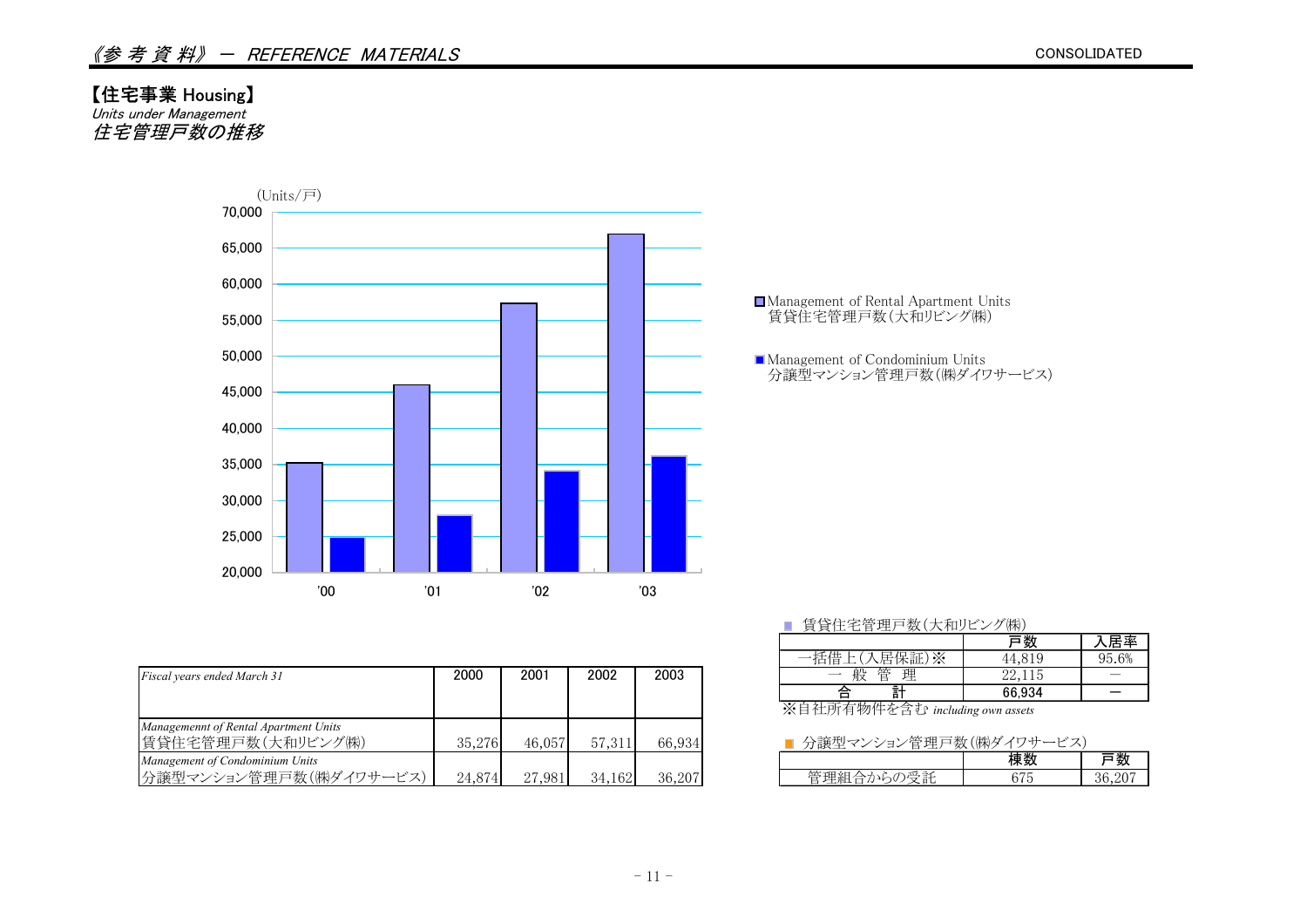《参 考 資 料》 ― *REFERENCE MATERIALS*

CONSOLIDATED

## 【住宅事業 Housing】

*Units under Management*

*住宅管理戸数の推移*

(Units/戸)

■ Management of Rental Apartment Units
賃貸住宅管理戸数(大和リビング㈱)

■ Management of Condominium Units
分譲型マンション管理戸数(㈱ダイワサービス)

| *Fiscal years ended March 31* | 2000 | 2001 | 2002 | 2003 |
|---|---|---|---|---|
| *Managemennt of Rental Apartment Units* 賃貸住宅管理戸数(大和リビング㈱) | 35,276 | 46,057 | 57,311 | 66,934 |
| *Management of Condominium Units* 分譲型マンション管理戸数(㈱ダイワサービス) | 24,874 | 27,981 | 34,162 | 36,207 |

■ 賃貸住宅管理戸数(大和リビング㈱)

| | 戸数 | 入居率 |
|---|---|---|
| 一括借上(入居保証)※ | 44,819 | 95.6% |
| 一 般 管 理 | 22,115 | ― |
| 合 計 | 66,934 | ― |

※自社所有物件を含む *including own assets*

■ 分譲型マンション管理戸数(㈱ダイワサービス)

| | 棟数 | 戸数 |
|---|---|---|
| 管理組合からの受託 | 675 | 36,207 |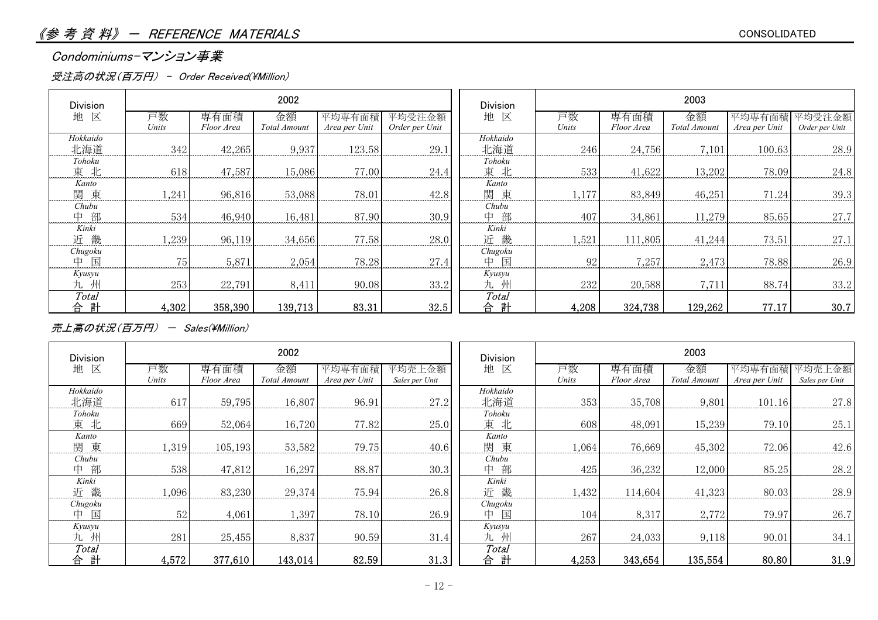# 《参 考 資 料》 ― REFERENCE MATERIALS

CONSOLIDATED

## Condominiums-マンション事業

### 受注高の状況（百万円） - Order Received(¥Million)

| Division<br>地 区 | 2002<br>戸数<br>Units | 専有面積<br>Floor Area | 金額<br>Total Amount | 平均専有面積<br>Area per Unit | 平均受注金額<br>Order per Unit | Division<br>地 区 | 2003<br>戸数<br>Units | 専有面積<br>Floor Area | 金額<br>Total Amount | 平均専有面積<br>Area per Unit | 平均受注金額<br>Order per Unit |
|---|---|---|---|---|---|---|---|---|---|---|---|
| Hokkaido<br>北海道 | 342 | 42,265 | 9,937 | 123.58 | 29.1 | Hokkaido<br>北海道 | 246 | 24,756 | 7,101 | 100.63 | 28.9 |
| Tohoku<br>東 北 | 618 | 47,587 | 15,086 | 77.00 | 24.4 | Tohoku<br>東 北 | 533 | 41,622 | 13,202 | 78.09 | 24.8 |
| Kanto<br>関 東 | 1,241 | 96,816 | 53,088 | 78.01 | 42.8 | Kanto<br>関 東 | 1,177 | 83,849 | 46,251 | 71.24 | 39.3 |
| Chubu<br>中 部 | 534 | 46,940 | 16,481 | 87.90 | 30.9 | Chubu<br>中 部 | 407 | 34,861 | 11,279 | 85.65 | 27.7 |
| Kinki<br>近 畿 | 1,239 | 96,119 | 34,656 | 77.58 | 28.0 | Kinki<br>近 畿 | 1,521 | 111,805 | 41,244 | 73.51 | 27.1 |
| Chugoku<br>中 国 | 75 | 5,871 | 2,054 | 78.28 | 27.4 | Chugoku<br>中 国 | 92 | 7,257 | 2,473 | 78.88 | 26.9 |
| Kyusyu<br>九 州 | 253 | 22,791 | 8,411 | 90.08 | 33.2 | Kyusyu<br>九 州 | 232 | 20,588 | 7,711 | 88.74 | 33.2 |
| Total<br>合 計 | 4,302 | 358,390 | 139,713 | 83.31 | 32.5 | Total<br>合 計 | 4,208 | 324,738 | 129,262 | 77.17 | 30.7 |

### 売上高の状況（百万円） ― Sales(¥Million)

| Division<br>地 区 | 2002<br>戸数<br>Units | 専有面積<br>Floor Area | 金額<br>Total Amount | 平均専有面積<br>Area per Unit | 平均売上金額<br>Sales per Unit | Division<br>地 区 | 2003<br>戸数<br>Units | 専有面積<br>Floor Area | 金額<br>Total Amount | 平均専有面積<br>Area per Unit | 平均売上金額<br>Sales per Unit |
|---|---|---|---|---|---|---|---|---|---|---|---|
| Hokkaido<br>北海道 | 617 | 59,795 | 16,807 | 96.91 | 27.2 | Hokkaido<br>北海道 | 353 | 35,708 | 9,801 | 101.16 | 27.8 |
| Tohoku<br>東 北 | 669 | 52,064 | 16,720 | 77.82 | 25.0 | Tohoku<br>東 北 | 608 | 48,091 | 15,239 | 79.10 | 25.1 |
| Kanto<br>関 東 | 1,319 | 105,193 | 53,582 | 79.75 | 40.6 | Kanto<br>関 東 | 1,064 | 76,669 | 45,302 | 72.06 | 42.6 |
| Chubu<br>中 部 | 538 | 47,812 | 16,297 | 88.87 | 30.3 | Chubu<br>中 部 | 425 | 36,232 | 12,000 | 85.25 | 28.2 |
| Kinki<br>近 畿 | 1,096 | 83,230 | 29,374 | 75.94 | 26.8 | Kinki<br>近 畿 | 1,432 | 114,604 | 41,323 | 80.03 | 28.9 |
| Chugoku<br>中 国 | 52 | 4,061 | 1,397 | 78.10 | 26.9 | Chugoku<br>中 国 | 104 | 8,317 | 2,772 | 79.97 | 26.7 |
| Kyusyu<br>九 州 | 281 | 25,455 | 8,837 | 90.59 | 31.4 | Kyusyu<br>九 州 | 267 | 24,033 | 9,118 | 90.01 | 34.1 |
| Total<br>合 計 | 4,572 | 377,610 | 143,014 | 82.59 | 31.3 | Total<br>合 計 | 4,253 | 343,654 | 135,554 | 80.80 | 31.9 |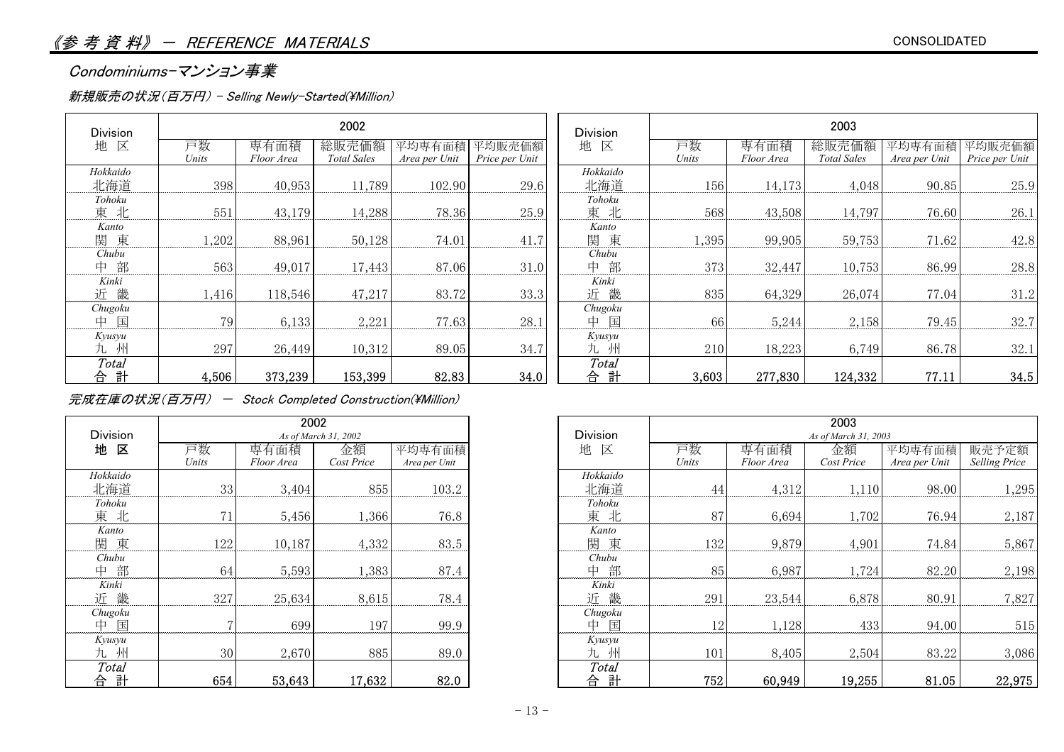# 《参 考 資 料》 ― REFERENCE MATERIALS

CONSOLIDATED

## Condominiums-マンション事業

### 新規販売の状況（百万円） - Selling Newly-Started(¥Million)

| Division 地 区 | 2002 戸数 Units | 2002 専有面積 Floor Area | 2002 総販売価額 Total Sales | 2002 平均専有面積 Area per Unit | 2002 平均販売価額 Price per Unit |
|---|---|---|---|---|---|
| Hokkaido 北海道 | 398 | 40,953 | 11,789 | 102.90 | 29.6 |
| Tohoku 東 北 | 551 | 43,179 | 14,288 | 78.36 | 25.9 |
| Kanto 関 東 | 1,202 | 88,961 | 50,128 | 74.01 | 41.7 |
| Chubu 中 部 | 563 | 49,017 | 17,443 | 87.06 | 31.0 |
| Kinki 近 畿 | 1,416 | 118,546 | 47,217 | 83.72 | 33.3 |
| Chugoku 中 国 | 79 | 6,133 | 2,221 | 77.63 | 28.1 |
| Kyusyu 九 州 | 297 | 26,449 | 10,312 | 89.05 | 34.7 |
| Total 合 計 | 4,506 | 373,239 | 153,399 | 82.83 | 34.0 |

| Division 地 区 | 2003 戸数 Units | 2003 専有面積 Floor Area | 2003 総販売価額 Total Sales | 2003 平均専有面積 Area per Unit | 2003 平均販売価額 Price per Unit |
|---|---|---|---|---|---|
| Hokkaido 北海道 | 156 | 14,173 | 4,048 | 90.85 | 25.9 |
| Tohoku 東 北 | 568 | 43,508 | 14,797 | 76.60 | 26.1 |
| Kanto 関 東 | 1,395 | 99,905 | 59,753 | 71.62 | 42.8 |
| Chubu 中 部 | 373 | 32,447 | 10,753 | 86.99 | 28.8 |
| Kinki 近 畿 | 835 | 64,329 | 26,074 | 77.04 | 31.2 |
| Chugoku 中 国 | 66 | 5,244 | 2,158 | 79.45 | 32.7 |
| Kyusyu 九 州 | 210 | 18,223 | 6,749 | 86.78 | 32.1 |
| Total 合 計 | 3,603 | 277,830 | 124,332 | 77.11 | 34.5 |

### 完成在庫の状況（百万円） ― Stock Completed Construction(¥Million)

| Division 地 区 | 2002 (As of March 31, 2002) 戸数 Units | 専有面積 Floor Area | 金額 Cost Price | 平均専有面積 Area per Unit |
|---|---|---|---|---|
| Hokkaido 北海道 | 33 | 3,404 | 855 | 103.2 |
| Tohoku 東 北 | 71 | 5,456 | 1,366 | 76.8 |
| Kanto 関 東 | 122 | 10,187 | 4,332 | 83.5 |
| Chubu 中 部 | 64 | 5,593 | 1,383 | 87.4 |
| Kinki 近 畿 | 327 | 25,634 | 8,615 | 78.4 |
| Chugoku 中 国 | 7 | 699 | 197 | 99.9 |
| Kyusyu 九 州 | 30 | 2,670 | 885 | 89.0 |
| Total 合 計 | 654 | 53,643 | 17,632 | 82.0 |

| Division 地 区 | 2003 (As of March 31, 2003) 戸数 Units | 専有面積 Floor Area | 金額 Cost Price | 平均専有面積 Area per Unit | 販売予定額 Selling Price |
|---|---|---|---|---|---|
| Hokkaido 北海道 | 44 | 4,312 | 1,110 | 98.00 | 1,295 |
| Tohoku 東 北 | 87 | 6,694 | 1,702 | 76.94 | 2,187 |
| Kanto 関 東 | 132 | 9,879 | 4,901 | 74.84 | 5,867 |
| Chubu 中 部 | 85 | 6,987 | 1,724 | 82.20 | 2,198 |
| Kinki 近 畿 | 291 | 23,544 | 6,878 | 80.91 | 7,827 |
| Chugoku 中 国 | 12 | 1,128 | 433 | 94.00 | 515 |
| Kyusyu 九 州 | 101 | 8,405 | 2,504 | 83.22 | 3,086 |
| Total 合 計 | 752 | 60,949 | 19,255 | 81.05 | 22,975 |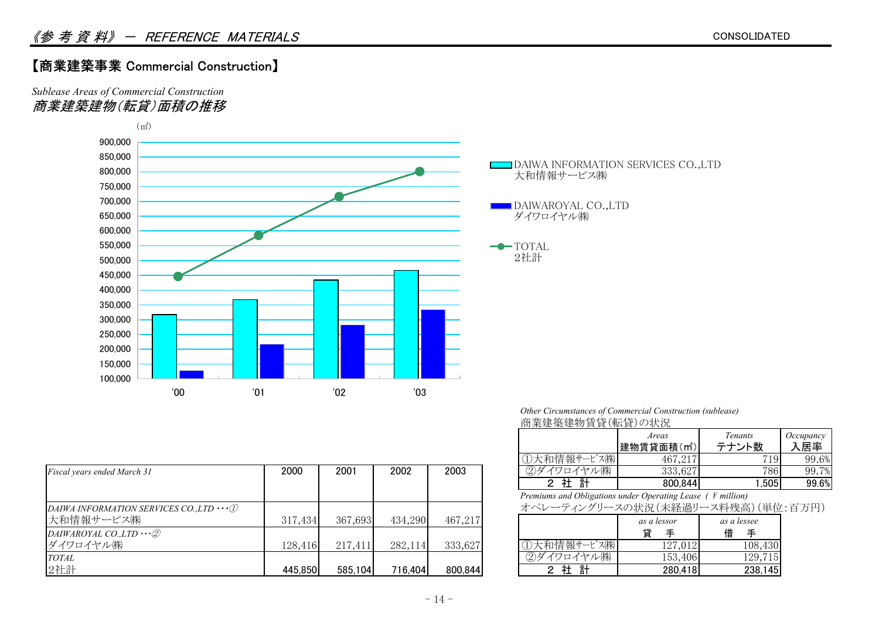《参 考 資 料》 ― REFERENCE MATERIALS

CONSOLIDATED

## 【商業建築事業 Commercial Construction】

*Sublease Areas of Commercial Construction*

*商業建築建物(転貸)面積の推移*

| *Fiscal years ended March 31* | 2000 | 2001 | 2002 | 2003 |
|---|---|---|---|---|
| *DAIWA INFORMATION SERVICES CO.,LTD ･･･①* 大和情報サービス㈱ | 317,434 | 367,693 | 434,290 | 467,217 |
| *DAIWAROYAL CO.,LTD ･･･②* ダイワロイヤル㈱ | 128,416 | 217,411 | 282,114 | 333,627 |
| *TOTAL* 2社計 | 445,850 | 585,104 | 716,404 | 800,844 |

*Other Circumstances of Commercial Construction (sublease)*

商業建築建物賃貸(転貸)の状況

| | *Areas* 建物賃貸面積(㎡) | *Tenants* テナント数 | *Occupancy* 入居率 |
|---|---|---|---|
| ①大和情報サービス㈱ | 467,217 | 719 | 99.6% |
| ②ダイワロイヤル㈱ | 333,627 | 786 | 99.7% |
| 2 社 計 | 800,844 | 1,505 | 99.6% |

*Premiums and Obligations under Operating Lease ( ¥ million)*

オペレーティングリースの状況(未経過リース料残高)(単位:百万円)

| | *as a lessor* 貸 手 | *as a lessee* 借 手 |
|---|---|---|
| ①大和情報サービス㈱ | 127,012 | 108,430 |
| ②ダイワロイヤル㈱ | 153,406 | 129,715 |
| 2 社 計 | 280,418 | 238,145 |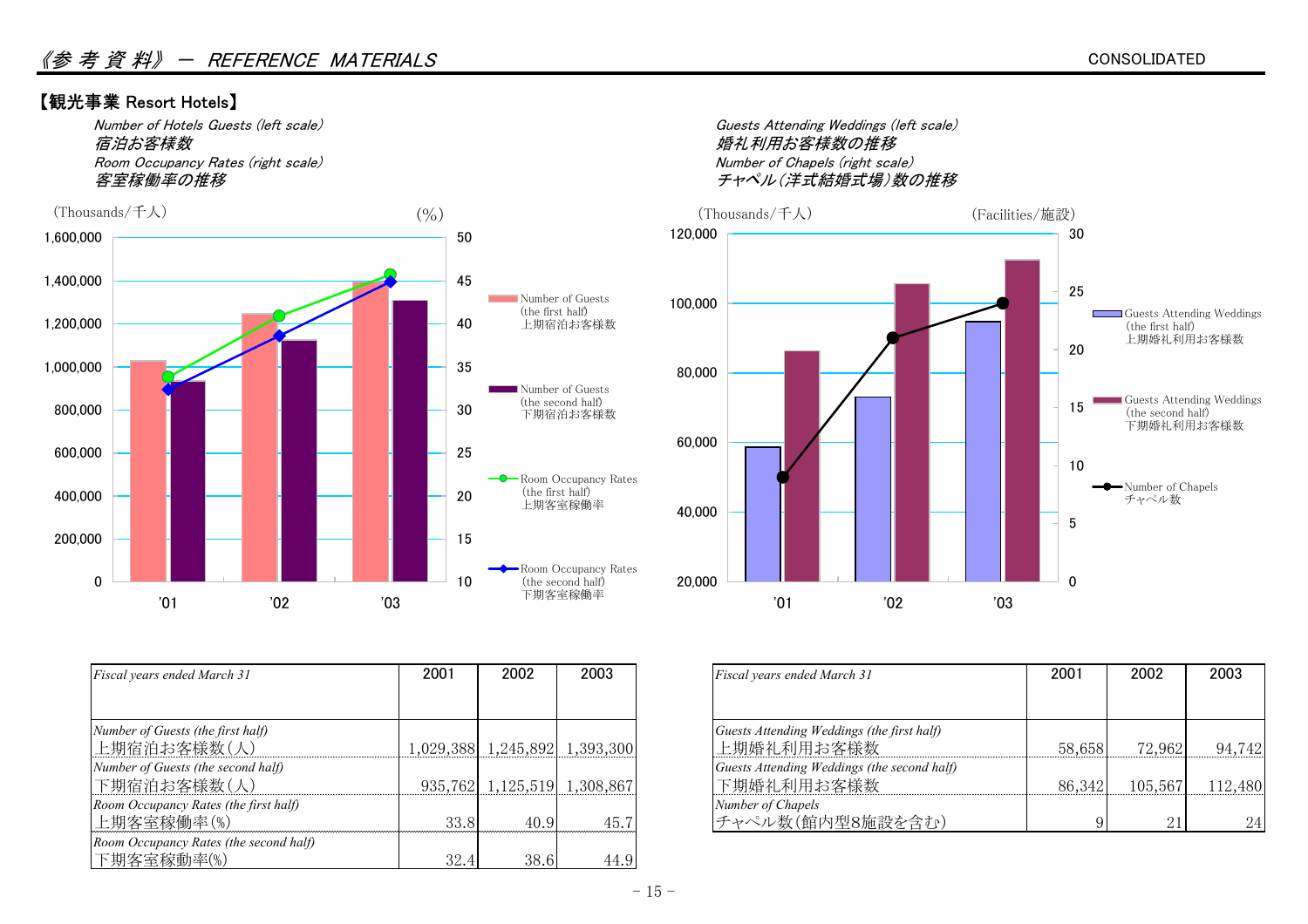# 《参 考 資 料》 ― REFERENCE MATERIALS

CONSOLIDATED

## 【観光事業 Resort Hotels】

*Number of Hotels Guests (left scale)*
*宿泊お客様数*
*Room Occupancy Rates (right scale)*
*客室稼働率の推移*

(Thousands/千人) (%)

- Number of Guests (the first half) 上期宿泊お客様数
- Number of Guests (the second half) 下期宿泊お客様数
- Room Occupancy Rates (the first half) 上期客室稼働率
- Room Occupancy Rates (the second half) 下期客室稼働率

*Guests Attending Weddings (left scale)*
*婚礼利用お客様数の推移*
*Number of Chapels (right scale)*
*チャペル(洋式結婚式場)数の推移*

(Thousands/千人) (Facilities/施設)

- Guests Attending Weddings (the first half) 上期婚礼利用お客様数
- Guests Attending Weddings (the second half) 下期婚礼利用お客様数
- Number of Chapels チャペル数

| *Fiscal years ended March 31* | 2001 | 2002 | 2003 |
|---|---|---|---|
| *Number of Guests (the first half)* 上期宿泊お客様数(人) | 1,029,388 | 1,245,892 | 1,393,300 |
| *Number of Guests (the second half)* 下期宿泊お客様数(人) | 935,762 | 1,125,519 | 1,308,867 |
| *Room Occupancy Rates (the first half)* 上期客室稼働率(%) | 33.8 | 40.9 | 45.7 |
| *Room Occupancy Rates (the second half)* 下期客室稼動率(%) | 32.4 | 38.6 | 44.9 |

| *Fiscal years ended March 31* | 2001 | 2002 | 2003 |
|---|---|---|---|
| *Guests Attending Weddings (the first half)* 上期婚礼利用お客様数 | 58,658 | 72,962 | 94,742 |
| *Guests Attending Weddings (the second half)* 下期婚礼利用お客様数 | 86,342 | 105,567 | 112,480 |
| *Number of Chapels* チャペル数(館内型8施設を含む) | 9 | 21 | 24 |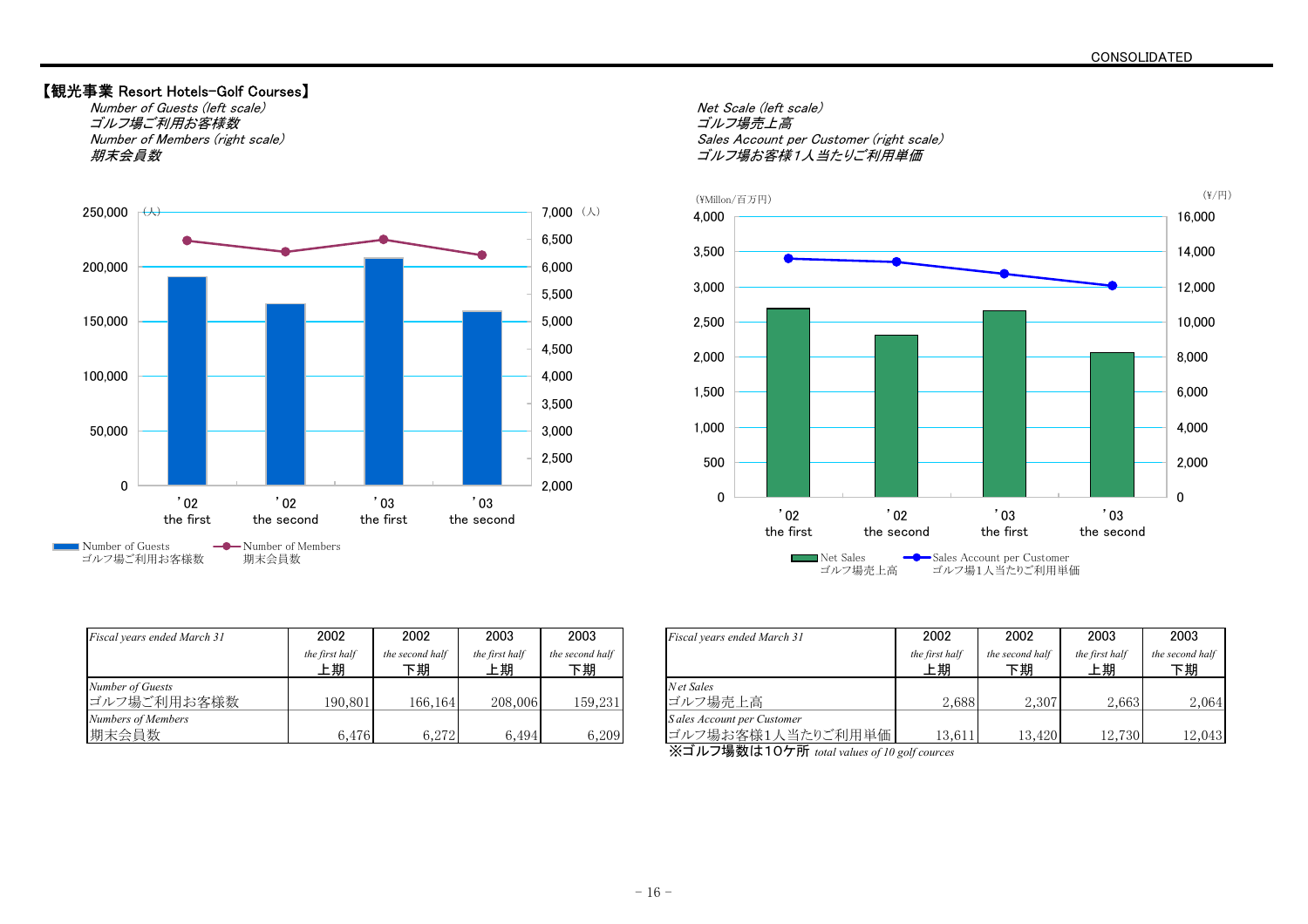## 【観光事業 Resort Hotels-Golf Courses】

*Number of Guests (left scale)*
*ゴルフ場ご利用お客様数*
*Number of Members (right scale)*
*期末会員数*

*Net Scale (left scale)*
*ゴルフ場売上高*
*Sales Account per Customer (right scale)*
*ゴルフ場お客様1人当たりご利用単価*

| *Fiscal years ended March 31* | 2002 *the first half* 上期 | 2002 *the second half* 下期 | 2003 *the first half* 上期 | 2003 *the second half* 下期 |
|---|---|---|---|---|
| *Number of Guests* ゴルフ場ご利用お客様数 | 190,801 | 166,164 | 208,006 | 159,231 |
| *Numbers of Members* 期末会員数 | 6,476 | 6,272 | 6,494 | 6,209 |

| *Fiscal years ended March 31* | 2002 *the first half* 上期 | 2002 *the second half* 下期 | 2003 *the first half* 上期 | 2003 *the second half* 下期 |
|---|---|---|---|---|
| *Net Sales* ゴルフ場売上高 | 2,688 | 2,307 | 2,663 | 2,064 |
| *Sales Account per Customer* ゴルフ場お客様1人当たりご利用単価 | 13,611 | 13,420 | 12,730 | 12,043 |

※ゴルフ場数は10ケ所 *total values of 10 golf cources*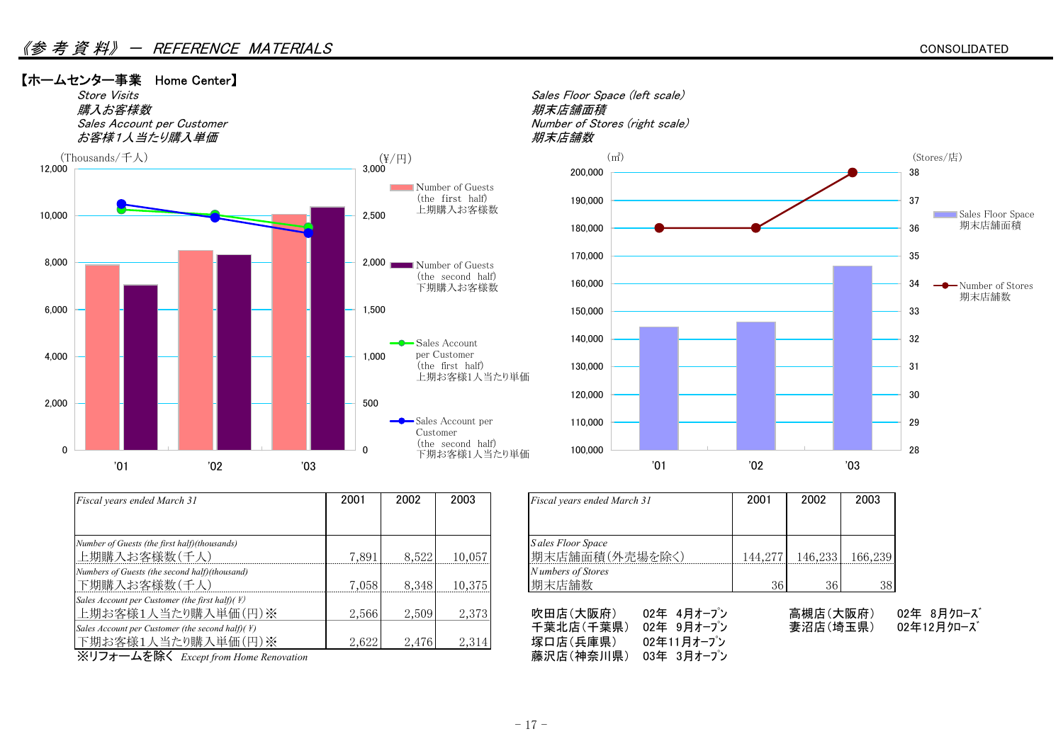# 《参 考 資 料》 ― REFERENCE MATERIALS

CONSOLIDATED

## 【ホームセンター事業　Home Center】

*Store Visits*
*購入お客様数*
*Sales Account per Customer*
*お客様1人当たり購入単価*

*Sales Floor Space (left scale)*
*期末店舗面積*
*Number of Stores (right scale)*
*期末店舗数*

| *Fiscal years ended March 31* | 2001 | 2002 | 2003 |
|---|---|---|---|
| *Number of Guests (the first half)(thousands)* 上期購入お客様数(千人) | 7,891 | 8,522 | 10,057 |
| *Numbers of Guests (the second half)(thousand)* 下期購入お客様数(千人) | 7,058 | 8,348 | 10,375 |
| *Sales Account per Customer (the first half)(￥)* 上期お客様1人当たり購入単価(円)※ | 2,566 | 2,509 | 2,373 |
| *Sales Account per Customer (the second half)(￥)* 下期お客様1人当たり購入単価(円)※ | 2,622 | 2,476 | 2,314 |

※リフォームを除く *Except from Home Renovation*

| *Fiscal years ended March 31* | 2001 | 2002 | 2003 |
|---|---|---|---|
| *Sales Floor Space* 期末店舗面積(外売場を除く) | 144,277 | 146,233 | 166,239 |
| *Numbers of Stores* 期末店舗数 | 36 | 36 | 38 |

吹田店(大阪府)　02年 4月オープン
千葉北店(千葉県)　02年 9月オープン
塚口店(兵庫県)　02年11月オープン
藤沢店(神奈川県)　03年 3月オープン

高槻店(大阪府)　02年 8月クローズ
妻沼店(埼玉県)　02年12月クローズ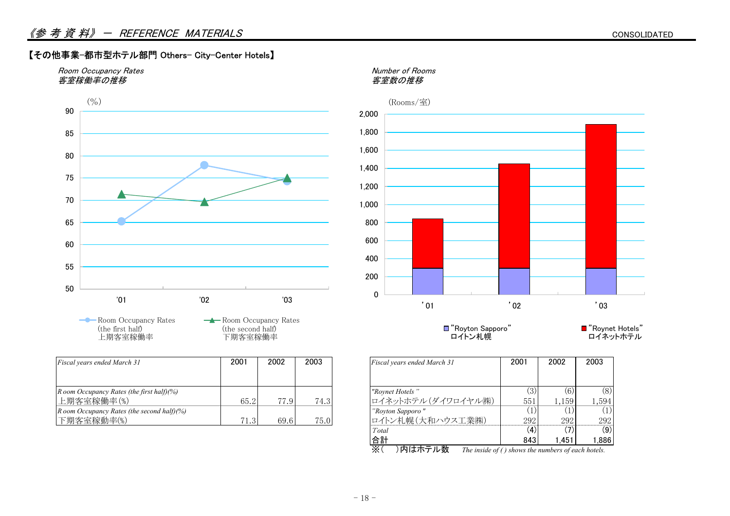## 【その他事業-都市型ホテル部門 Others- City-Center Hotels】

*Room Occupancy Rates*
*客室稼働率の推移*

*Number of Rooms*
*客室数の推移*

| *Fiscal years ended March 31* | 2001 | 2002 | 2003 |
|---|---|---|---|
| *Room Occupancy Rates (the first half)(%)* 上期客室稼働率(%) | 65.2 | 77.9 | 74.3 |
| *Room Occupancy Rates (the second half)(%)* 下期客室稼動率(%) | 71.3 | 69.6 | 75.0 |

| *Fiscal years ended March 31* | 2001 | 2002 | 2003 |
|---|---|---|---|
| *"Roynet Hotels"* ロイネットホテル(ダイワロイヤル(株)) | (3) 551 | (6) 1,159 | (8) 1,594 |
| *"Royton Sapporo"* ロイトン札幌(大和ハウス工業(株)) | (1) 292 | (1) 292 | (1) 292 |
| *Total* 合計 | (4) 843 | (7) 1,451 | (9) 1,886 |

※(　)内はホテル数　*The inside of ( ) shows the numbers of each hotels.*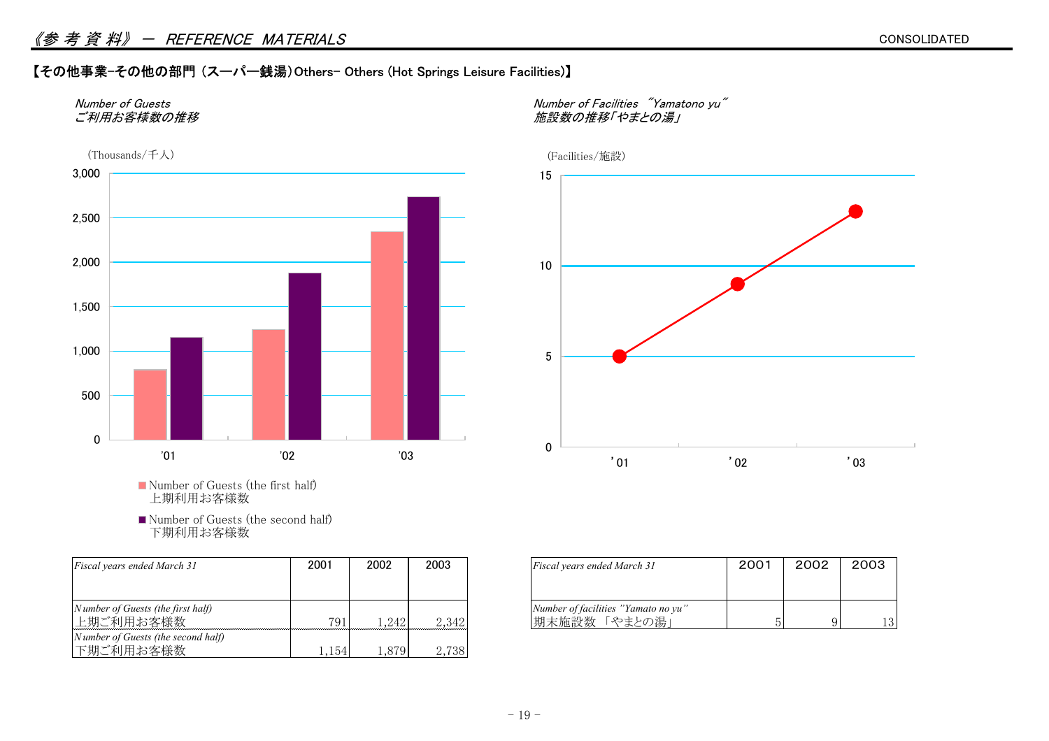《参 考 資 料》 ― REFERENCE MATERIALS

CONSOLIDATED

## 【その他事業–その他の部門（スーパー銭湯）Others– Others (Hot Springs Leisure Facilities)】

*Number of Guests*
*ご利用お客様数の推移*

(Thousands/千人)

■ Number of Guests (the first half)
上期利用お客様数

■ Number of Guests (the second half)
下期利用お客様数

| *Fiscal years ended March 31* | 2001 | 2002 | 2003 |
|---|---|---|---|
| *Number of Guests (the first half)* 上期ご利用お客様数 | 791 | 1,242 | 2,342 |
| *Number of Guests (the second half)* 下期ご利用お客様数 | 1,154 | 1,879 | 2,738 |

*Number of Facilities "Yamatono yu"*
*施設数の推移「やまとの湯」*

(Facilities/施設)

| *Fiscal years ended March 31* | 2001 | 2002 | 2003 |
|---|---|---|---|
| *Number of facilities "Yamato no yu"* 期末施設数 「やまとの湯」 | 5 | 9 | 13 |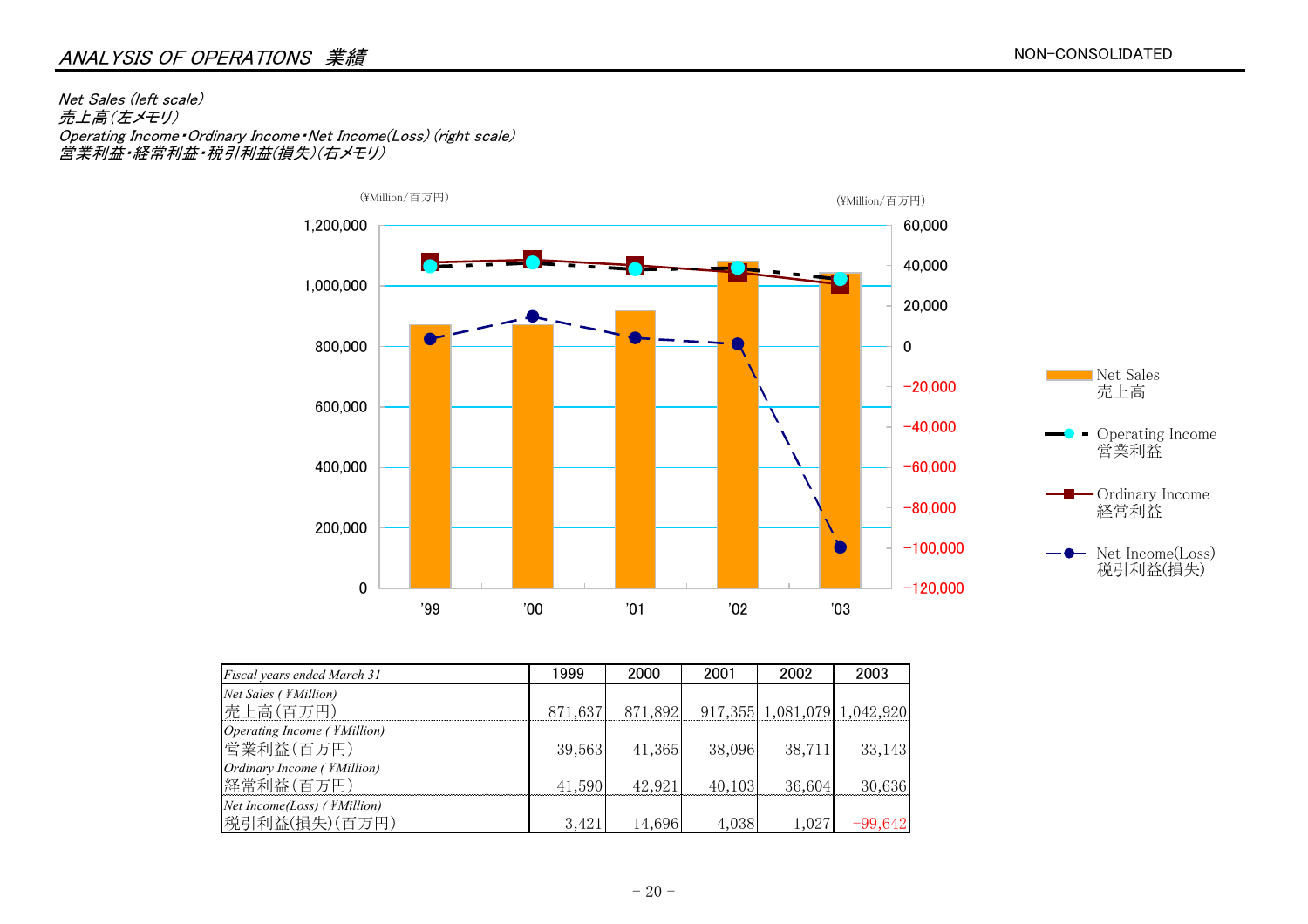## *ANALYSIS OF OPERATIONS 業績*

NON-CONSOLIDATED

*Net Sales (left scale)*
*売上高(左メモリ)*
*Operating Income・Ordinary Income・Net Income(Loss) (right scale)*
*営業利益・経常利益・税引利益(損失)(右メモリ)*

| *Fiscal years ended March 31* | 1999 | 2000 | 2001 | 2002 | 2003 |
|---|---|---|---|---|---|
| *Net Sales (￥Million)* 売上高(百万円) | 871,637 | 871,892 | 917,355 | 1,081,079 | 1,042,920 |
| *Operating Income (￥Million)* 営業利益(百万円) | 39,563 | 41,365 | 38,096 | 38,711 | 33,143 |
| *Ordinary Income (￥Million)* 経常利益(百万円) | 41,590 | 42,921 | 40,103 | 36,604 | 30,636 |
| *Net Income(Loss) (￥Million)* 税引利益(損失)(百万円) | 3,421 | 14,696 | 4,038 | 1,027 | −99,642 |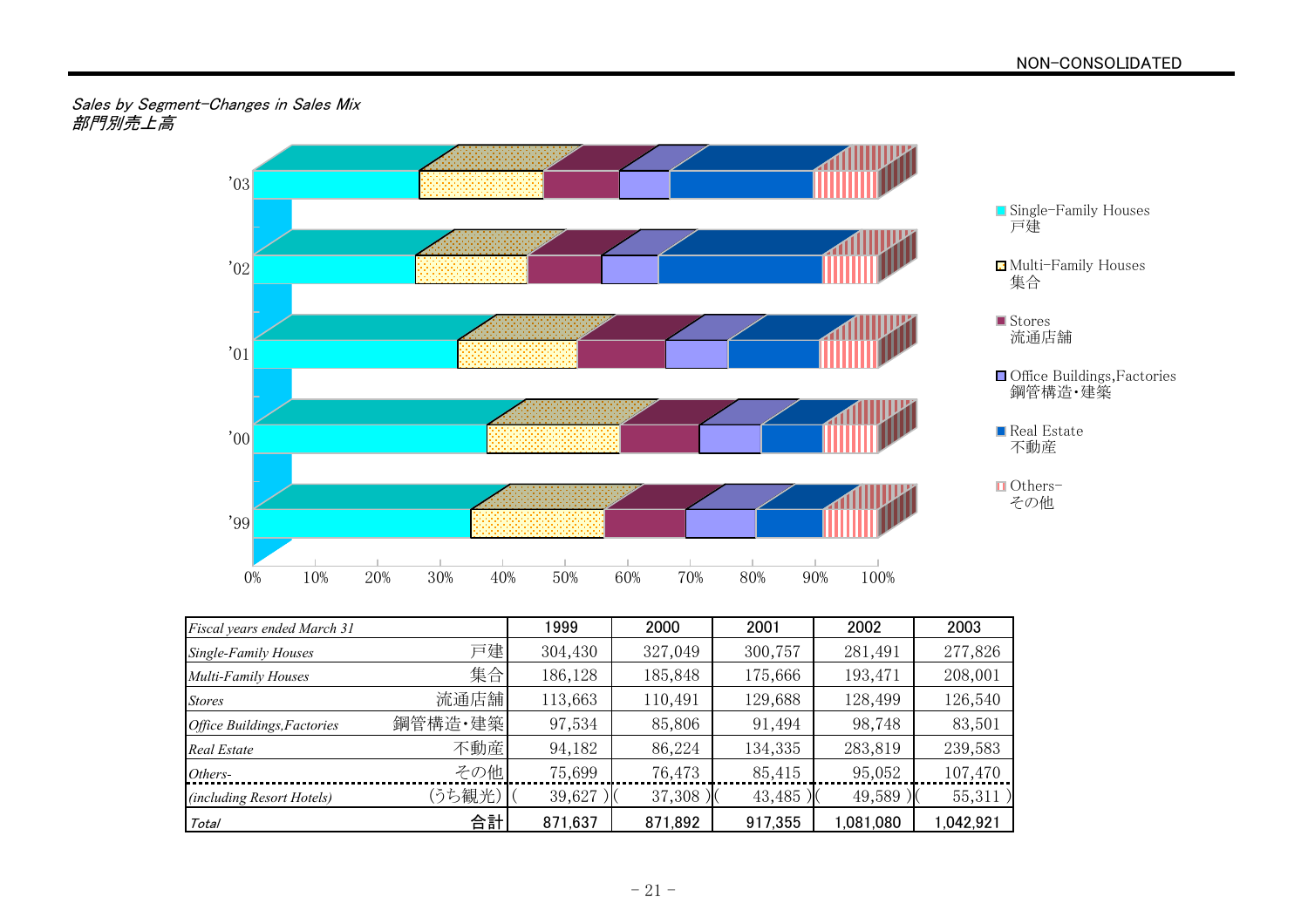NON-CONSOLIDATED

*Sales by Segment–Changes in Sales Mix*
*部門別売上高*

- Single-Family Houses 戸建
- Multi-Family Houses 集合
- Stores 流通店舗
- Office Buildings,Factories 鋼管構造・建築
- Real Estate 不動産
- Others- その他

| *Fiscal years ended March 31* | | 1999 | 2000 | 2001 | 2002 | 2003 |
|---|---|---|---|---|---|---|
| *Single-Family Houses* | 戸建 | 304,430 | 327,049 | 300,757 | 281,491 | 277,826 |
| *Multi-Family Houses* | 集合 | 186,128 | 185,848 | 175,666 | 193,471 | 208,001 |
| *Stores* | 流通店舗 | 113,663 | 110,491 | 129,688 | 128,499 | 126,540 |
| *Office Buildings,Factories* | 鋼管構造・建築 | 97,534 | 85,806 | 91,494 | 98,748 | 83,501 |
| *Real Estate* | 不動産 | 94,182 | 86,224 | 134,335 | 283,819 | 239,583 |
| *Others-* | その他 | 75,699 | 76,473 | 85,415 | 95,052 | 107,470 |
| *(including Resort Hotels)* | (うち観光) | ( 39,627 ) | ( 37,308 ) | ( 43,485 ) | ( 49,589 ) | ( 55,311 ) |
| *Total* | 合計 | 871,637 | 871,892 | 917,355 | 1,081,080 | 1,042,921 |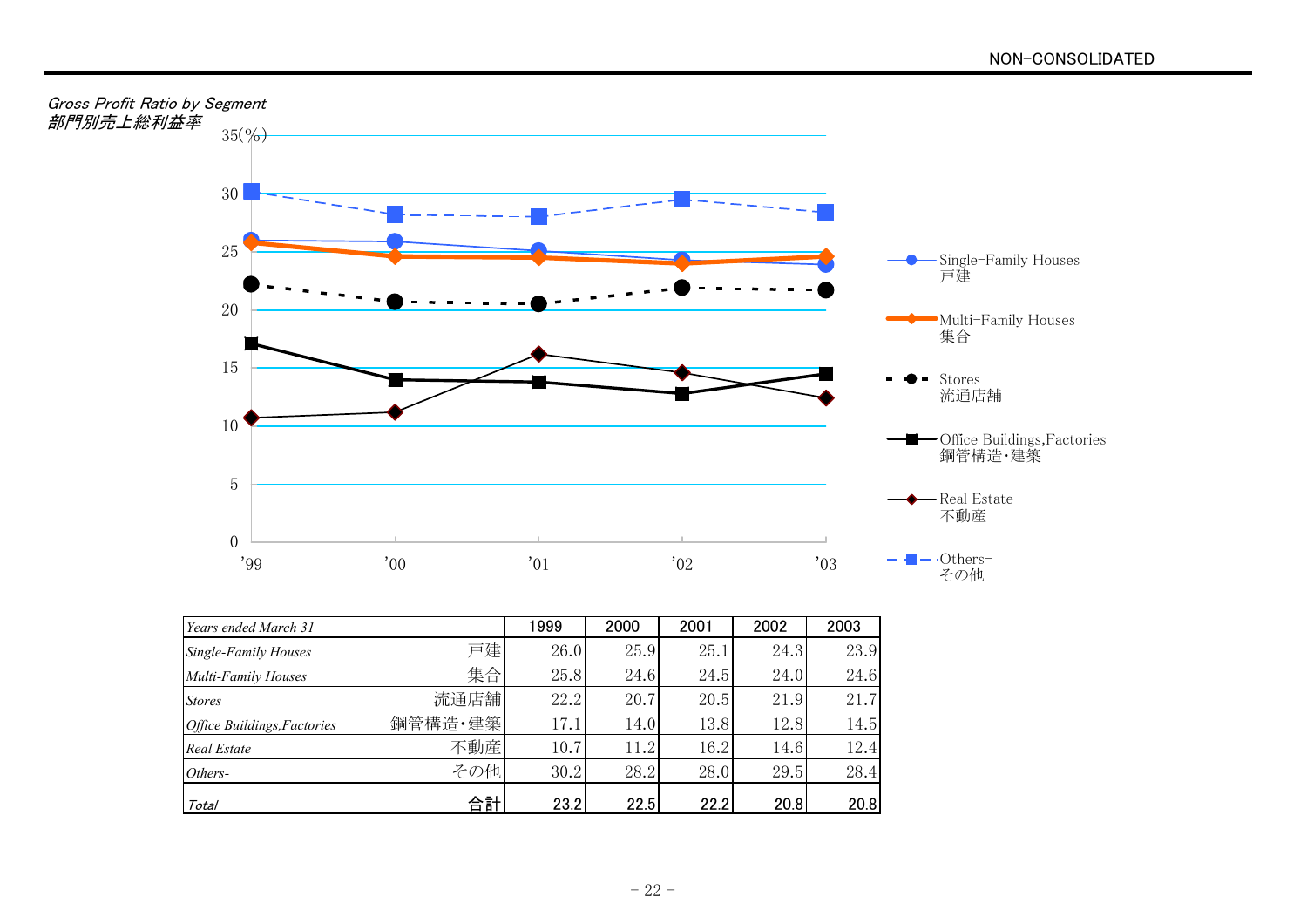NON-CONSOLIDATED

## *Gross Profit Ratio by Segment*
## *部門別売上総利益率*

| *Years ended March 31* | | 1999 | 2000 | 2001 | 2002 | 2003 |
|---|---|---|---|---|---|---|
| *Single-Family Houses* | 戸建 | 26.0 | 25.9 | 25.1 | 24.3 | 23.9 |
| *Multi-Family Houses* | 集合 | 25.8 | 24.6 | 24.5 | 24.0 | 24.6 |
| *Stores* | 流通店舗 | 22.2 | 20.7 | 20.5 | 21.9 | 21.7 |
| *Office Buildings,Factories* | 鋼管構造・建築 | 17.1 | 14.0 | 13.8 | 12.8 | 14.5 |
| *Real Estate* | 不動産 | 10.7 | 11.2 | 16.2 | 14.6 | 12.4 |
| *Others-* | その他 | 30.2 | 28.2 | 28.0 | 29.5 | 28.4 |
| ***Total*** | **合計** | **23.2** | **22.5** | **22.2** | **20.8** | **20.8** |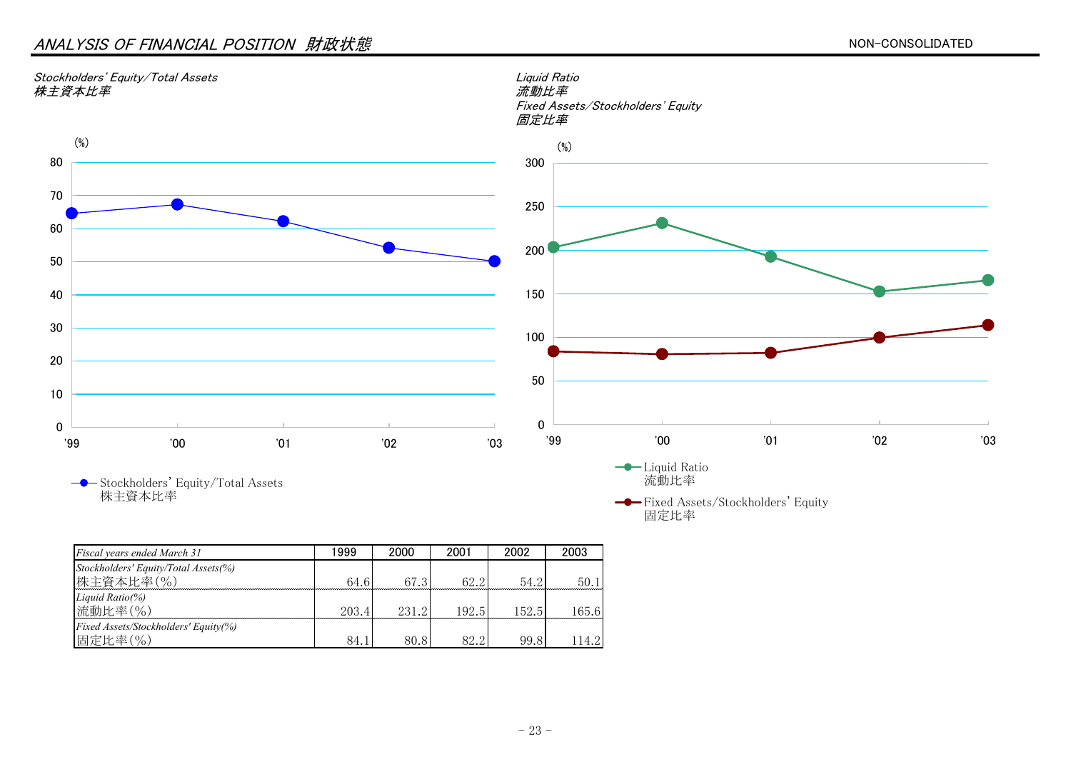## *ANALYSIS OF FINANCIAL POSITION 財政状態*

NON-CONSOLIDATED

*Stockholders' Equity/Total Assets*
*株主資本比率*

*Liquid Ratio*
*流動比率*
*Fixed Assets/Stockholders' Equity*
*固定比率*

| *Fiscal years ended March 31* | 1999 | 2000 | 2001 | 2002 | 2003 |
|---|---|---|---|---|---|
| *Stockholders' Equity/Total Assets(%)* 株主資本比率(%) | 64.6 | 67.3 | 62.2 | 54.2 | 50.1 |
| *Liquid Ratio(%)* 流動比率(%) | 203.4 | 231.2 | 192.5 | 152.5 | 165.6 |
| *Fixed Assets/Stockholders' Equity(%)* 固定比率(%) | 84.1 | 80.8 | 82.2 | 99.8 | 114.2 |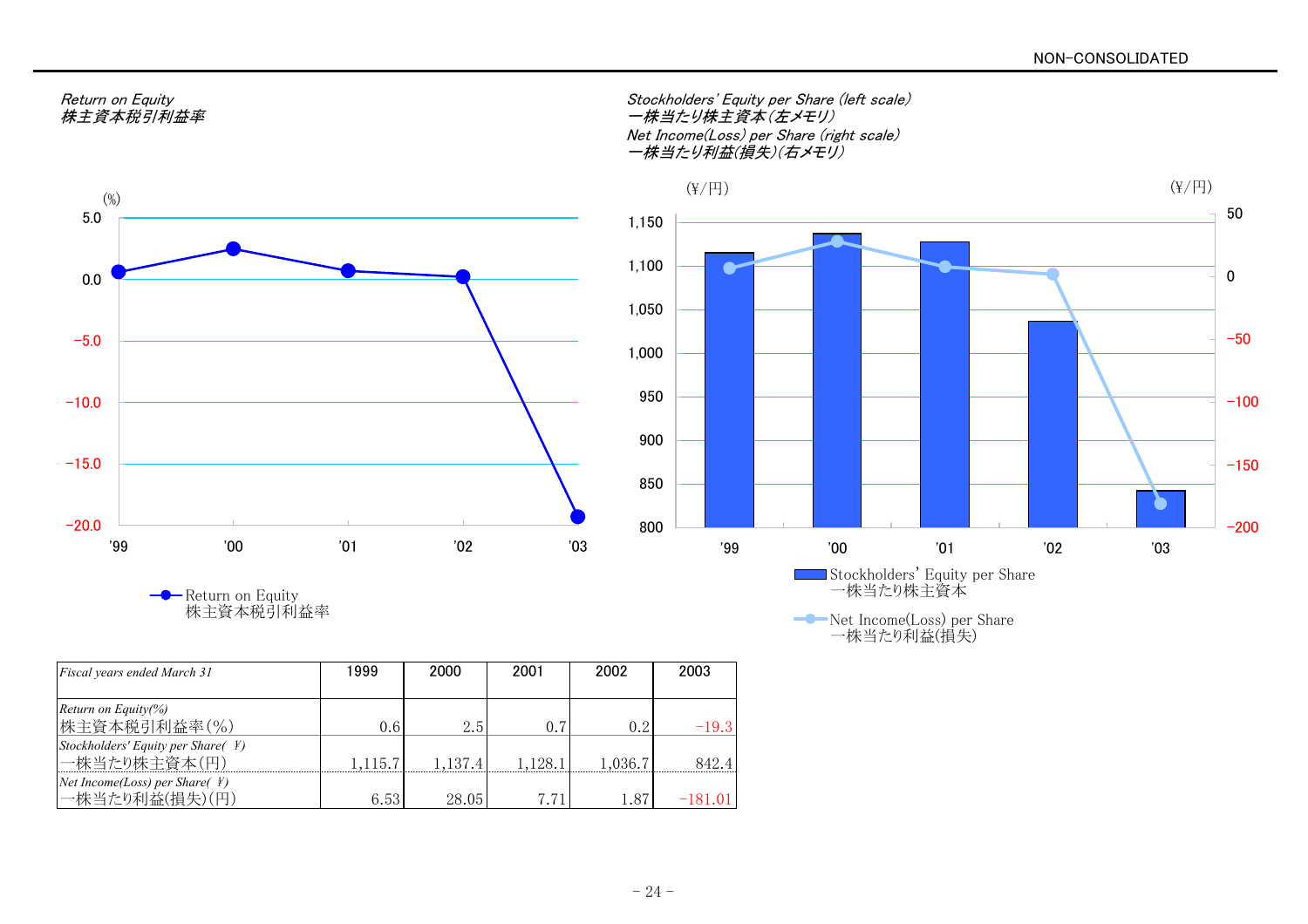NON-CONSOLIDATED

*Return on Equity*
*株主資本税引利益率*

(%)

5.0
0.0
−5.0
−10.0
−15.0
−20.0

'99 '00 '01 '02 '03

Return on Equity
株主資本税引利益率

*Stockholders' Equity per Share (left scale)*
*一株当たり株主資本(左メモリ)*
*Net Income(Loss) per Share (right scale)*
*一株当たり利益(損失)(右メモリ)*

(¥/円) (¥/円)

1,150 / 1,100 / 1,050 / 1,000 / 950 / 900 / 850 / 800

50 / 0 / −50 / −100 / −150 / −200

'99 '00 '01 '02 '03

Stockholders' Equity per Share
一株当たり株主資本

Net Income(Loss) per Share
一株当たり利益(損失)

| *Fiscal years ended March 31* | 1999 | 2000 | 2001 | 2002 | 2003 |
|---|---|---|---|---|---|
| *Return on Equity(%)*<br>株主資本税引利益率(%) | 0.6 | 2.5 | 0.7 | 0.2 | −19.3 |
| *Stockholders' Equity per Share(¥)*<br>一株当たり株主資本(円) | 1,115.7 | 1,137.4 | 1,128.1 | 1,036.7 | 842.4 |
| *Net Income(Loss) per Share(¥)*<br>一株当たり利益(損失)(円) | 6.53 | 28.05 | 7.71 | 1.87 | −181.01 |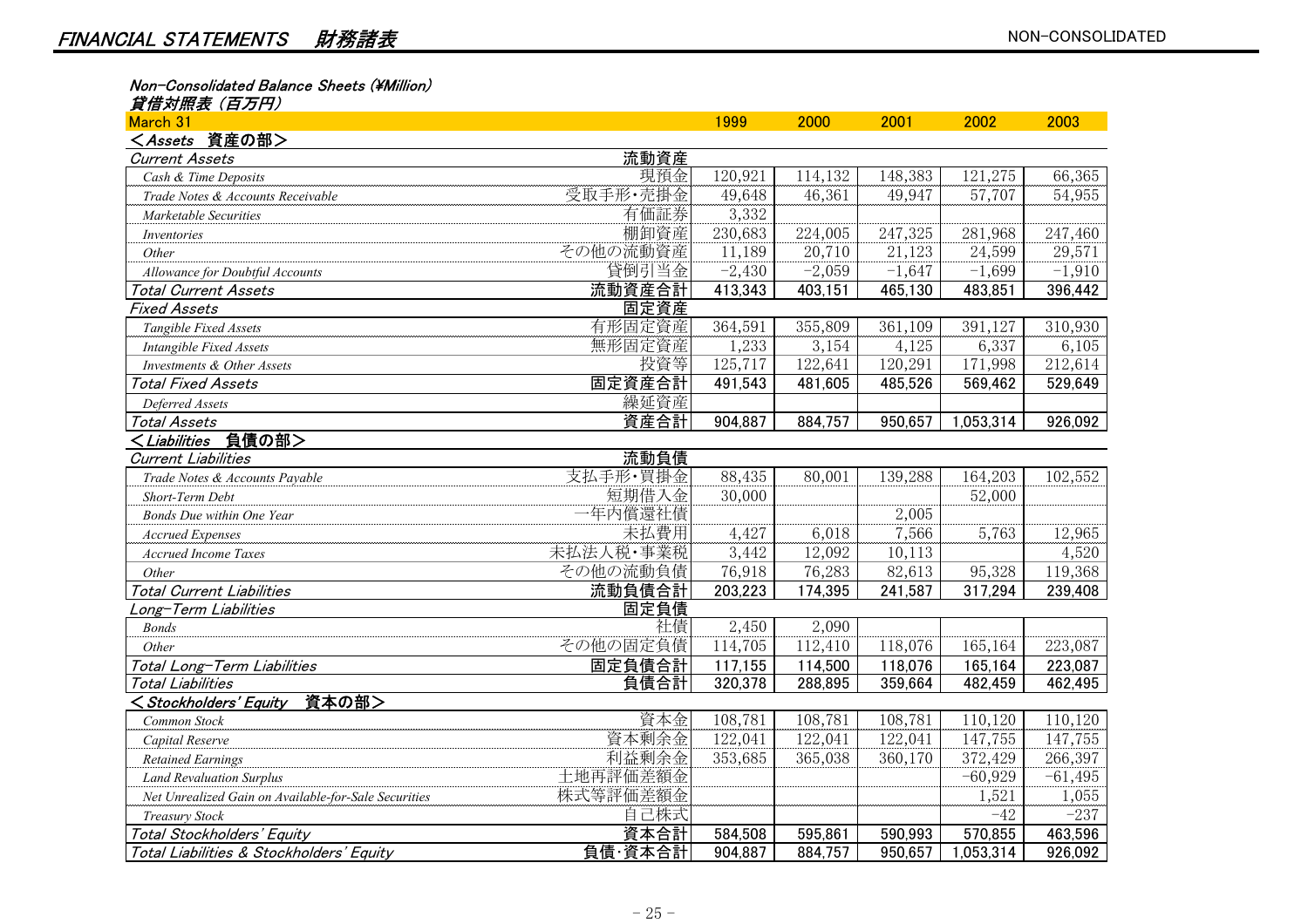## *FINANCIAL STATEMENTS　財務諸表*

NON-CONSOLIDATED

*Non-Consolidated Balance Sheets (¥Million)*
***貸借対照表（百万円）***

| March 31 | | 1999 | 2000 | 2001 | 2002 | 2003 |
|---|---|---|---|---|---|---|
| **＜*Assets* 資産の部＞** | | | | | | |
| *Current Assets* | 流動資産 | | | | | |
| *Cash & Time Deposits* | 現預金 | 120,921 | 114,132 | 148,383 | 121,275 | 66,365 |
| *Trade Notes & Accounts Receivable* | 受取手形・売掛金 | 49,648 | 46,361 | 49,947 | 57,707 | 54,955 |
| *Marketable Securities* | 有価証券 | 3,332 | | | | |
| *Inventories* | 棚卸資産 | 230,683 | 224,005 | 247,325 | 281,968 | 247,460 |
| *Other* | その他の流動資産 | 11,189 | 20,710 | 21,123 | 24,599 | 29,571 |
| *Allowance for Doubtful Accounts* | 貸倒引当金 | −2,430 | −2,059 | −1,647 | −1,699 | −1,910 |
| *Total Current Assets* | 流動資産合計 | 413,343 | 403,151 | 465,130 | 483,851 | 396,442 |
| *Fixed Assets* | 固定資産 | | | | | |
| *Tangible Fixed Assets* | 有形固定資産 | 364,591 | 355,809 | 361,109 | 391,127 | 310,930 |
| *Intangible Fixed Assets* | 無形固定資産 | 1,233 | 3,154 | 4,125 | 6,337 | 6,105 |
| *Investments & Other Assets* | 投資等 | 125,717 | 122,641 | 120,291 | 171,998 | 212,614 |
| *Total Fixed Assets* | 固定資産合計 | 491,543 | 481,605 | 485,526 | 569,462 | 529,649 |
| *Deferred Assets* | 繰延資産 | | | | | |
| *Total Assets* | 資産合計 | 904,887 | 884,757 | 950,657 | 1,053,314 | 926,092 |
| **＜*Liabilities* 負債の部＞** | | | | | | |
| *Current Liabilities* | 流動負債 | | | | | |
| *Trade Notes & Accounts Payable* | 支払手形・買掛金 | 88,435 | 80,001 | 139,288 | 164,203 | 102,552 |
| *Short-Term Debt* | 短期借入金 | 30,000 | | | 52,000 | |
| *Bonds Due within One Year* | 一年内償還社債 | | | 2,005 | | |
| *Accrued Expenses* | 未払費用 | 4,427 | 6,018 | 7,566 | 5,763 | 12,965 |
| *Accrued Income Taxes* | 未払法人税・事業税 | 3,442 | 12,092 | 10,113 | | 4,520 |
| *Other* | その他の流動負債 | 76,918 | 76,283 | 82,613 | 95,328 | 119,368 |
| *Total Current Liabilities* | 流動負債合計 | 203,223 | 174,395 | 241,587 | 317,294 | 239,408 |
| *Long-Term Liabilities* | 固定負債 | | | | | |
| *Bonds* | 社債 | 2,450 | 2,090 | | | |
| *Other* | その他の固定負債 | 114,705 | 112,410 | 118,076 | 165,164 | 223,087 |
| *Total Long-Term Liabilities* | 固定負債合計 | 117,155 | 114,500 | 118,076 | 165,164 | 223,087 |
| *Total Liabilities* | 負債合計 | 320,378 | 288,895 | 359,664 | 482,459 | 462,495 |
| **＜*Stockholders' Equity* 資本の部＞** | | | | | | |
| *Common Stock* | 資本金 | 108,781 | 108,781 | 108,781 | 110,120 | 110,120 |
| *Capital Reserve* | 資本剰余金 | 122,041 | 122,041 | 122,041 | 147,755 | 147,755 |
| *Retained Earnings* | 利益剰余金 | 353,685 | 365,038 | 360,170 | 372,429 | 266,397 |
| *Land Revaluation Surplus* | 土地再評価差額金 | | | | −60,929 | −61,495 |
| *Net Unrealized Gain on Available-for-Sale Securities* | 株式等評価差額金 | | | | 1,521 | 1,055 |
| *Treasury Stock* | 自己株式 | | | | −42 | −237 |
| *Total Stockholders' Equity* | 資本合計 | 584,508 | 595,861 | 590,993 | 570,855 | 463,596 |
| *Total Liabilities & Stockholders' Equity* | 負債･資本合計 | 904,887 | 884,757 | 950,657 | 1,053,314 | 926,092 |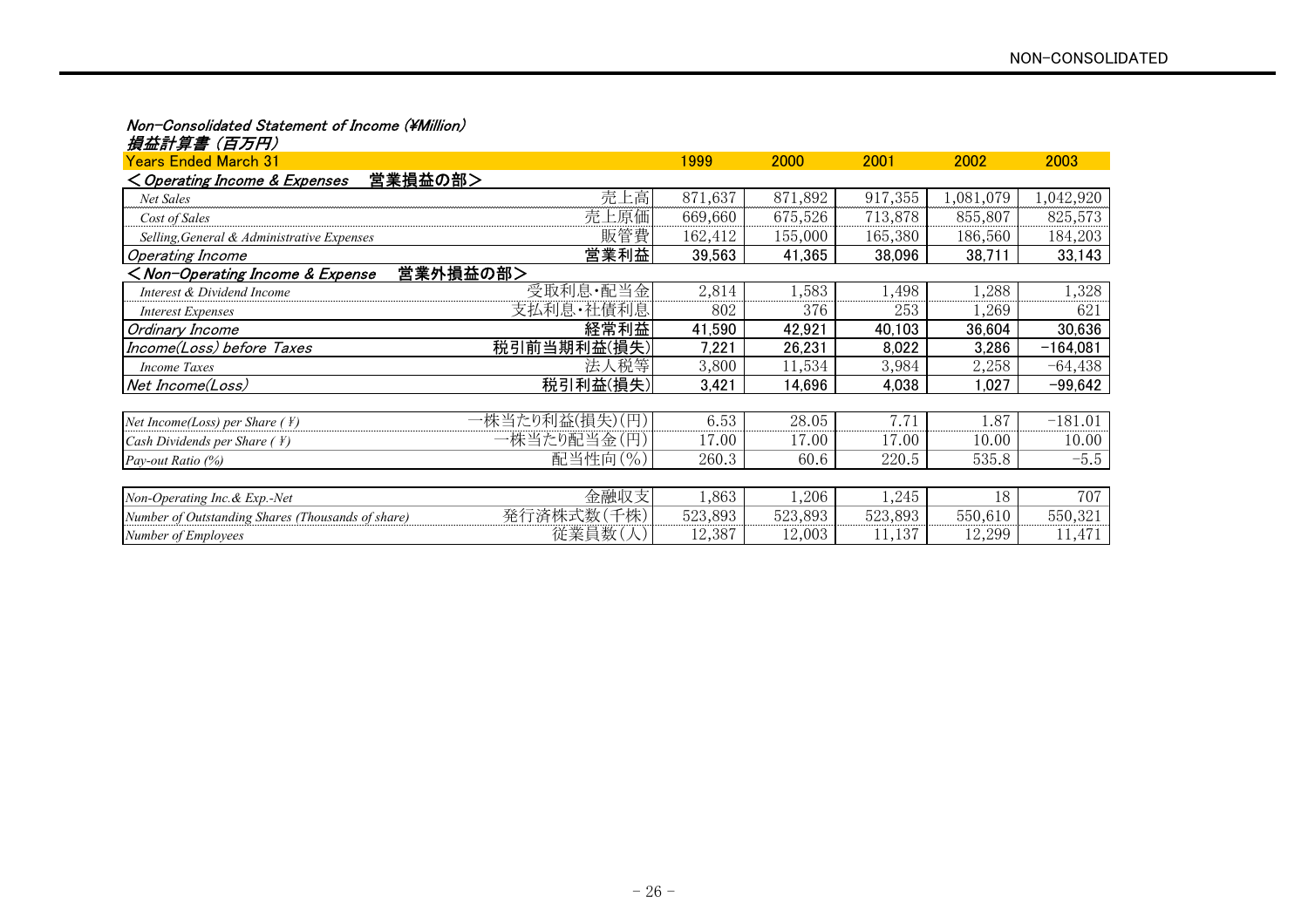NON-CONSOLIDATED

*Non-Consolidated Statement of Income (¥Million)*
*損益計算書 (百万円)*

| Years Ended March 31 | | 1999 | 2000 | 2001 | 2002 | 2003 |
|---|---|---|---|---|---|---|
| *＜Operating Income & Expenses* | **営業損益の部＞** | | | | | |
| *Net Sales* | 売上高 | 871,637 | 871,892 | 917,355 | 1,081,079 | 1,042,920 |
| *Cost of Sales* | 売上原価 | 669,660 | 675,526 | 713,878 | 855,807 | 825,573 |
| *Selling,General & Administrative Expenses* | 販管費 | 162,412 | 155,000 | 165,380 | 186,560 | 184,203 |
| *Operating Income* | **営業利益** | **39,563** | **41,365** | **38,096** | **38,711** | **33,143** |
| *＜Non-Operating Income & Expense* | **営業外損益の部＞** | | | | | |
| *Interest & Dividend Income* | 受取利息･配当金 | 2,814 | 1,583 | 1,498 | 1,288 | 1,328 |
| *Interest Expenses* | 支払利息･社債利息 | 802 | 376 | 253 | 1,269 | 621 |
| *Ordinary Income* | **経常利益** | **41,590** | **42,921** | **40,103** | **36,604** | **30,636** |
| *Income(Loss) before Taxes* | **税引前当期利益(損失)** | **7,221** | **26,231** | **8,022** | **3,286** | **−164,081** |
| *Income Taxes* | 法人税等 | 3,800 | 11,534 | 3,984 | 2,258 | −64,438 |
| *Net Income(Loss)* | **税引利益(損失)** | **3,421** | **14,696** | **4,038** | **1,027** | **−99,642** |

| | | 1999 | 2000 | 2001 | 2002 | 2003 |
|---|---|---|---|---|---|---|
| *Net Income(Loss) per Share (¥)* | 一株当たり利益(損失)(円) | 6.53 | 28.05 | 7.71 | 1.87 | −181.01 |
| *Cash Dividends per Share (¥)* | 一株当たり配当金(円) | 17.00 | 17.00 | 17.00 | 10.00 | 10.00 |
| *Pay-out Ratio (%)* | 配当性向(%) | 260.3 | 60.6 | 220.5 | 535.8 | −5.5 |

| | | 1999 | 2000 | 2001 | 2002 | 2003 |
|---|---|---|---|---|---|---|
| *Non-Operating Inc.& Exp.-Net* | 金融収支 | 1,863 | 1,206 | 1,245 | 18 | 707 |
| *Number of Outstanding Shares (Thousands of share)* | 発行済株式数(千株) | 523,893 | 523,893 | 523,893 | 550,610 | 550,321 |
| *Number of Employees* | 従業員数(人) | 12,387 | 12,003 | 11,137 | 12,299 | 11,471 |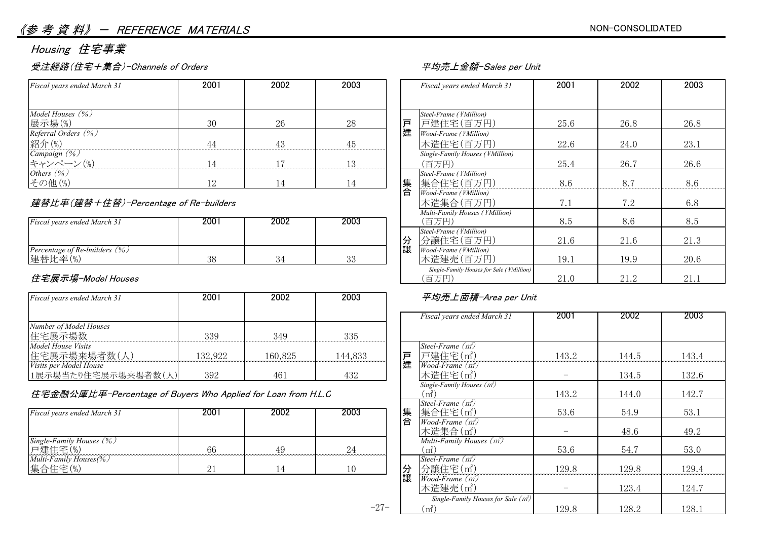# 《参 考 資 料》 － REFERENCE MATERIALS

NON-CONSOLIDATED

## Housing 住宅事業

### 受注経路(住宅+集合)-Channels of Orders

| Fiscal years ended March 31 | 2001 | 2002 | 2003 |
|---|---|---|---|
| Model Houses (%) 展示場(%) | 30 | 26 | 28 |
| Referral Orders (%) 紹介(%) | 44 | 43 | 45 |
| Campaign (%) キャンペーン(%) | 14 | 17 | 13 |
| Others (%) その他(%) | 12 | 14 | 14 |

### 建替比率(建替+住替)-Percentage of Re-builders

| Fiscal years ended March 31 | 2001 | 2002 | 2003 |
|---|---|---|---|
| Percentage of Re-builders (%) 建替比率(%) | 38 | 34 | 33 |

### 住宅展示場-Model Houses

| Fiscal years ended March 31 | 2001 | 2002 | 2003 |
|---|---|---|---|
| Number of Model Houses 住宅展示場数 | 339 | 349 | 335 |
| Model House Visits 住宅展示場来場者数(人) | 132,922 | 160,825 | 144,833 |
| Visits per Model House 1展示場当たり住宅展示場来場者数(人) | 392 | 461 | 432 |

### 住宅金融公庫比率-Percentage of Buyers Who Applied for Loan from H.L.C

| Fiscal years ended March 31 | 2001 | 2002 | 2003 |
|---|---|---|---|
| Single-Family Houses (%) 戸建住宅(%) | 66 | 49 | 24 |
| Multi-Family Houses(%) 集合住宅(%) | 21 | 14 | 10 |

### 平均売上金額-Sales per Unit

| | Fiscal years ended March 31 | 2001 | 2002 | 2003 |
|---|---|---|---|---|
| 戸建 | Steel-Frame (¥Million) 戸建住宅(百万円) | 25.6 | 26.8 | 26.8 |
| | Wood-Frame (¥Million) 木造住宅(百万円) | 22.6 | 24.0 | 23.1 |
| | Single-Family Houses (¥Million) (百万円) | 25.4 | 26.7 | 26.6 |
| 集合 | Steel-Frame (¥Million) 集合住宅(百万円) | 8.6 | 8.7 | 8.6 |
| | Wood-Frame (¥Million) 木造集合(百万円) | 7.1 | 7.2 | 6.8 |
| | Multi-Family Houses (¥Million) (百万円) | 8.5 | 8.6 | 8.5 |
| 分譲 | Steel-Frame (¥Million) 分譲住宅(百万円) | 21.6 | 21.6 | 21.3 |
| | Wood-Frame (¥Million) 木造建売(百万円) | 19.1 | 19.9 | 20.6 |
| | Single-Family Houses for Sale (¥Million) (百万円) | 21.0 | 21.2 | 21.1 |

### 平均売上面積-Area per Unit

| | Fiscal years ended March 31 | 2001 | 2002 | 2003 |
|---|---|---|---|---|
| 戸建 | Steel-Frame (㎡) 戸建住宅(㎡) | 143.2 | 144.5 | 143.4 |
| | Wood-Frame (㎡) 木造住宅(㎡) | － | 134.5 | 132.6 |
| | Single-Family Houses (㎡) (㎡) | 143.2 | 144.0 | 142.7 |
| 集合 | Steel-Frame (㎡) 集合住宅(㎡) | 53.6 | 54.9 | 53.1 |
| | Wood-Frame (㎡) 木造集合(㎡) | － | 48.6 | 49.2 |
| | Multi-Family Houses (㎡) (㎡) | 53.6 | 54.7 | 53.0 |
| 分譲 | Steel-Frame (㎡) 分譲住宅(㎡) | 129.8 | 129.8 | 129.4 |
| | Wood-Frame (㎡) 木造建売(㎡) | － | 123.4 | 124.7 |
| | Single-Family Houses for Sale (㎡) (㎡) | 129.8 | 128.2 | 128.1 |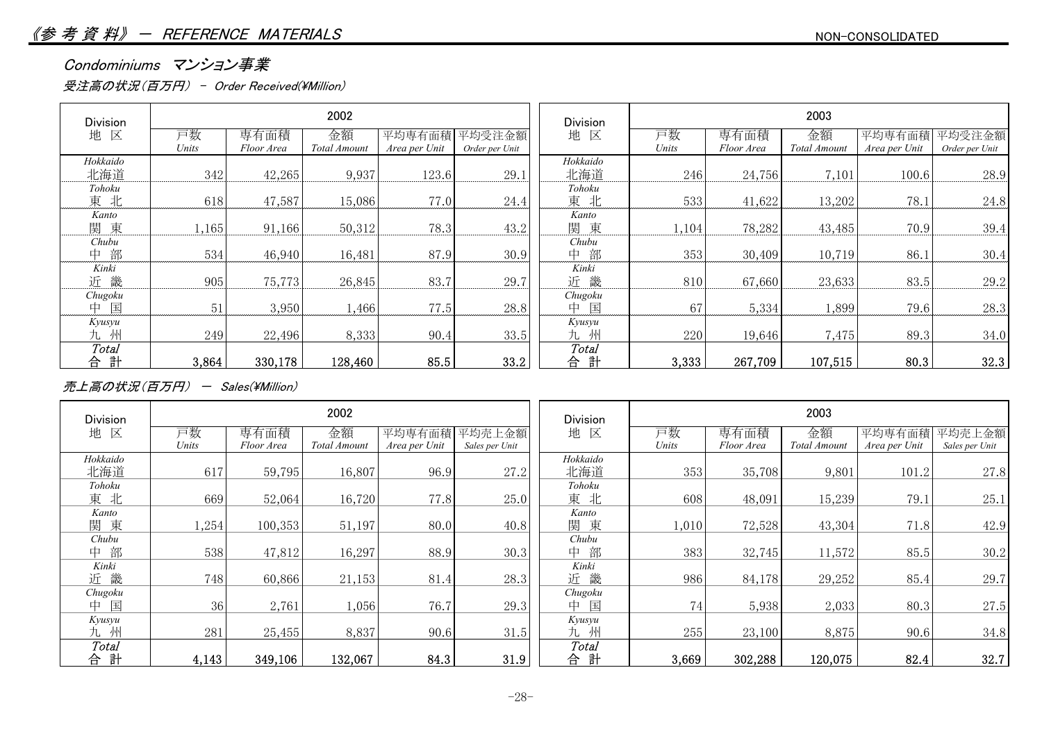# 《参 考 資 料》 ー REFERENCE MATERIALS

NON-CONSOLIDATED

## Condominiums マンション事業

### 受注高の状況(百万円) - Order Received(¥Million)

| Division 地 区 | 2002 | | | | | Division 地 区 | 2003 | | | | |
|---|---|---|---|---|---|---|---|---|---|---|---|
| | 戸数 Units | 専有面積 Floor Area | 金額 Total Amount | 平均専有面積 Area per Unit | 平均受注金額 Order per Unit | | 戸数 Units | 専有面積 Floor Area | 金額 Total Amount | 平均専有面積 Area per Unit | 平均受注金額 Order per Unit |
| Hokkaido 北海道 | 342 | 42,265 | 9,937 | 123.6 | 29.1 | Hokkaido 北海道 | 246 | 24,756 | 7,101 | 100.6 | 28.9 |
| Tohoku 東 北 | 618 | 47,587 | 15,086 | 77.0 | 24.4 | Tohoku 東 北 | 533 | 41,622 | 13,202 | 78.1 | 24.8 |
| Kanto 関 東 | 1,165 | 91,166 | 50,312 | 78.3 | 43.2 | Kanto 関 東 | 1,104 | 78,282 | 43,485 | 70.9 | 39.4 |
| Chubu 中 部 | 534 | 46,940 | 16,481 | 87.9 | 30.9 | Chubu 中 部 | 353 | 30,409 | 10,719 | 86.1 | 30.4 |
| Kinki 近 畿 | 905 | 75,773 | 26,845 | 83.7 | 29.7 | Kinki 近 畿 | 810 | 67,660 | 23,633 | 83.5 | 29.2 |
| Chugoku 中 国 | 51 | 3,950 | 1,466 | 77.5 | 28.8 | Chugoku 中 国 | 67 | 5,334 | 1,899 | 79.6 | 28.3 |
| Kyusyu 九 州 | 249 | 22,496 | 8,333 | 90.4 | 33.5 | Kyusyu 九 州 | 220 | 19,646 | 7,475 | 89.3 | 34.0 |
| **Total 合 計** | **3,864** | **330,178** | **128,460** | **85.5** | **33.2** | **Total 合 計** | **3,333** | **267,709** | **107,515** | **80.3** | **32.3** |

### 売上高の状況(百万円) ー Sales(¥Million)

| Division 地 区 | 2002 | | | | | Division 地 区 | 2003 | | | | |
|---|---|---|---|---|---|---|---|---|---|---|---|
| | 戸数 Units | 専有面積 Floor Area | 金額 Total Amount | 平均専有面積 Area per Unit | 平均売上金額 Sales per Unit | | 戸数 Units | 専有面積 Floor Area | 金額 Total Amount | 平均専有面積 Area per Unit | 平均売上金額 Sales per Unit |
| Hokkaido 北海道 | 617 | 59,795 | 16,807 | 96.9 | 27.2 | Hokkaido 北海道 | 353 | 35,708 | 9,801 | 101.2 | 27.8 |
| Tohoku 東 北 | 669 | 52,064 | 16,720 | 77.8 | 25.0 | Tohoku 東 北 | 608 | 48,091 | 15,239 | 79.1 | 25.1 |
| Kanto 関 東 | 1,254 | 100,353 | 51,197 | 80.0 | 40.8 | Kanto 関 東 | 1,010 | 72,528 | 43,304 | 71.8 | 42.9 |
| Chubu 中 部 | 538 | 47,812 | 16,297 | 88.9 | 30.3 | Chubu 中 部 | 383 | 32,745 | 11,572 | 85.5 | 30.2 |
| Kinki 近 畿 | 748 | 60,866 | 21,153 | 81.4 | 28.3 | Kinki 近 畿 | 986 | 84,178 | 29,252 | 85.4 | 29.7 |
| Chugoku 中 国 | 36 | 2,761 | 1,056 | 76.7 | 29.3 | Chugoku 中 国 | 74 | 5,938 | 2,033 | 80.3 | 27.5 |
| Kyusyu 九 州 | 281 | 25,455 | 8,837 | 90.6 | 31.5 | Kyusyu 九 州 | 255 | 23,100 | 8,875 | 90.6 | 34.8 |
| **Total 合 計** | **4,143** | **349,106** | **132,067** | **84.3** | **31.9** | **Total 合 計** | **3,669** | **302,288** | **120,075** | **82.4** | **32.7** |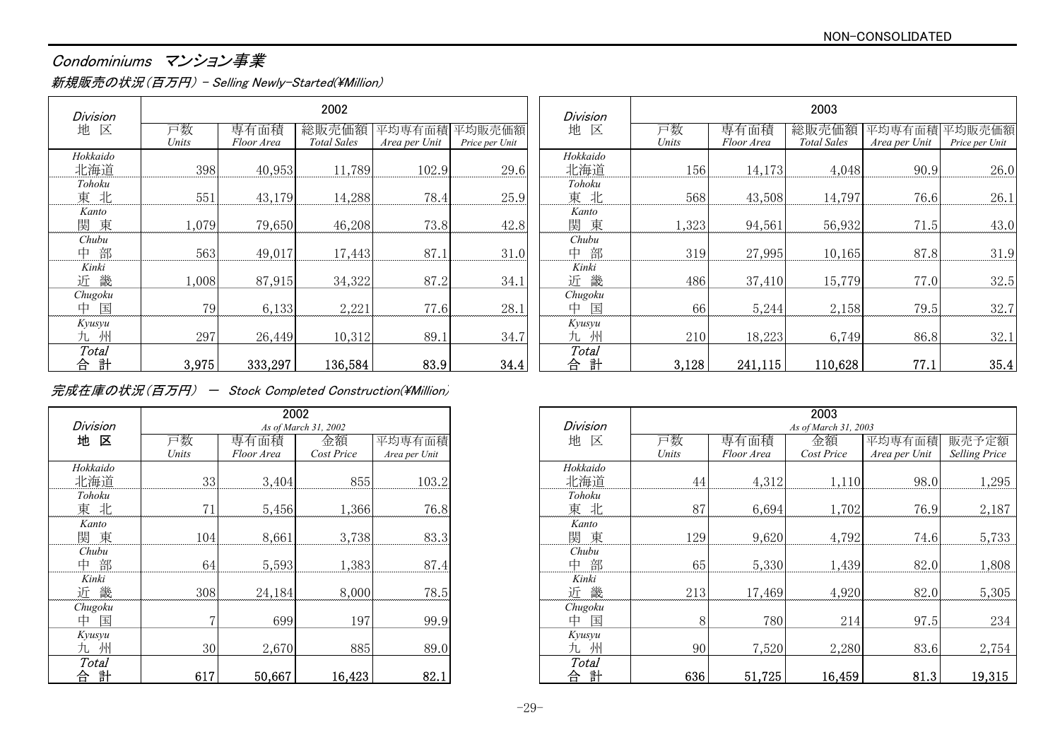NON-CONSOLIDATED

# Condominiums マンション事業

## 新規販売の状況(百万円) - Selling Newly-Started(¥Million)

| Division 地区 | 2002 戸数 Units | 2002 専有面積 Floor Area | 2002 総販売価額 Total Sales | 2002 平均専有面積 Area per Unit | 2002 平均販売価額 Price per Unit |
|---|---|---|---|---|---|
| Hokkaido 北海道 | 398 | 40,953 | 11,789 | 102.9 | 29.6 |
| Tohoku 東北 | 551 | 43,179 | 14,288 | 78.4 | 25.9 |
| Kanto 関東 | 1,079 | 79,650 | 46,208 | 73.8 | 42.8 |
| Chubu 中部 | 563 | 49,017 | 17,443 | 87.1 | 31.0 |
| Kinki 近畿 | 1,008 | 87,915 | 34,322 | 87.2 | 34.1 |
| Chugoku 中国 | 79 | 6,133 | 2,221 | 77.6 | 28.1 |
| Kyusyu 九州 | 297 | 26,449 | 10,312 | 89.1 | 34.7 |
| Total 合計 | 3,975 | 333,297 | 136,584 | 83.9 | 34.4 |

| Division 地区 | 2003 戸数 Units | 2003 専有面積 Floor Area | 2003 総販売価額 Total Sales | 2003 平均専有面積 Area per Unit | 2003 平均販売価額 Price per Unit |
|---|---|---|---|---|---|
| Hokkaido 北海道 | 156 | 14,173 | 4,048 | 90.9 | 26.0 |
| Tohoku 東北 | 568 | 43,508 | 14,797 | 76.6 | 26.1 |
| Kanto 関東 | 1,323 | 94,561 | 56,932 | 71.5 | 43.0 |
| Chubu 中部 | 319 | 27,995 | 10,165 | 87.8 | 31.9 |
| Kinki 近畿 | 486 | 37,410 | 15,779 | 77.0 | 32.5 |
| Chugoku 中国 | 66 | 5,244 | 2,158 | 79.5 | 32.7 |
| Kyusyu 九州 | 210 | 18,223 | 6,749 | 86.8 | 32.1 |
| Total 合計 | 3,128 | 241,115 | 110,628 | 77.1 | 35.4 |

## 完成在庫の状況(百万円) - Stock Completed Construction(¥Million)

| Division 地区 | 2002 (As of March 31, 2002) 戸数 Units | 専有面積 Floor Area | 金額 Cost Price | 平均専有面積 Area per Unit |
|---|---|---|---|---|
| Hokkaido 北海道 | 33 | 3,404 | 855 | 103.2 |
| Tohoku 東北 | 71 | 5,456 | 1,366 | 76.8 |
| Kanto 関東 | 104 | 8,661 | 3,738 | 83.3 |
| Chubu 中部 | 64 | 5,593 | 1,383 | 87.4 |
| Kinki 近畿 | 308 | 24,184 | 8,000 | 78.5 |
| Chugoku 中国 | 7 | 699 | 197 | 99.9 |
| Kyusyu 九州 | 30 | 2,670 | 885 | 89.0 |
| Total 合計 | 617 | 50,667 | 16,423 | 82.1 |

| Division 地区 | 2003 (As of March 31, 2003) 戸数 Units | 専有面積 Floor Area | 金額 Cost Price | 平均専有面積 Area per Unit | 販売予定額 Selling Price |
|---|---|---|---|---|---|
| Hokkaido 北海道 | 44 | 4,312 | 1,110 | 98.0 | 1,295 |
| Tohoku 東北 | 87 | 6,694 | 1,702 | 76.9 | 2,187 |
| Kanto 関東 | 129 | 9,620 | 4,792 | 74.6 | 5,733 |
| Chubu 中部 | 65 | 5,330 | 1,439 | 82.0 | 1,808 |
| Kinki 近畿 | 213 | 17,469 | 4,920 | 82.0 | 5,305 |
| Chugoku 中国 | 8 | 780 | 214 | 97.5 | 234 |
| Kyusyu 九州 | 90 | 7,520 | 2,280 | 83.6 | 2,754 |
| Total 合計 | 636 | 51,725 | 16,459 | 81.3 | 19,315 |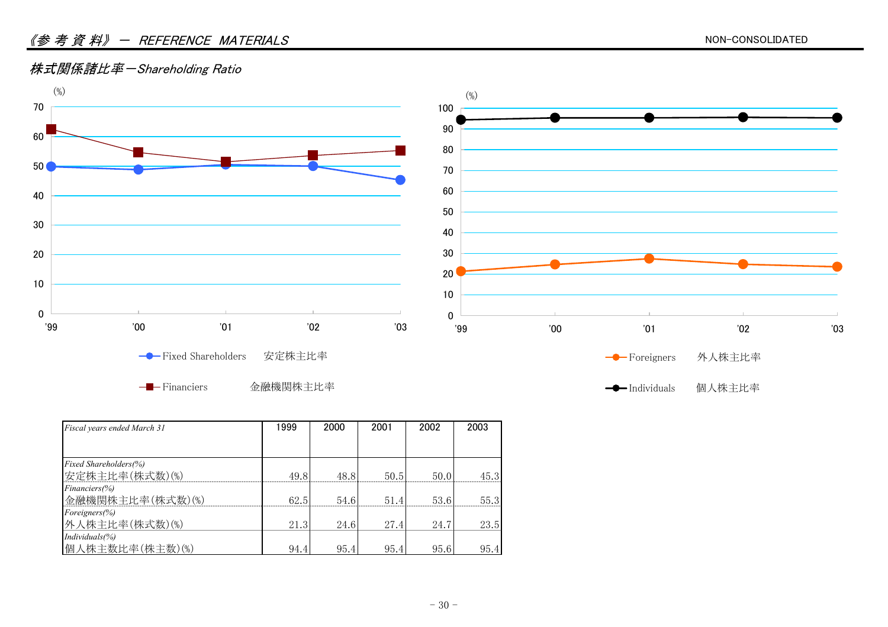# 《参考資料》－ REFERENCE MATERIALS

NON-CONSOLIDATED

## 株式関係諸比率－Shareholding Ratio

(%)

Fixed Shareholders 安定株主比率

Financiers 金融機関株主比率

(%)

Foreigners 外人株主比率

Individuals 個人株主比率

| *Fiscal years ended March 31* | 1999 | 2000 | 2001 | 2002 | 2003 |
|---|---|---|---|---|---|
| *Fixed Shareholders(%)* 安定株主比率(株式数)(%) | 49.8 | 48.8 | 50.5 | 50.0 | 45.3 |
| *Financiers(%)* 金融機関株主比率(株式数)(%) | 62.5 | 54.6 | 51.4 | 53.6 | 55.3 |
| *Foreigners(%)* 外人株主比率(株式数)(%) | 21.3 | 24.6 | 27.4 | 24.7 | 23.5 |
| *Individuals(%)* 個人株主数比率(株主数)(%) | 94.4 | 95.4 | 95.4 | 95.6 | 95.4 |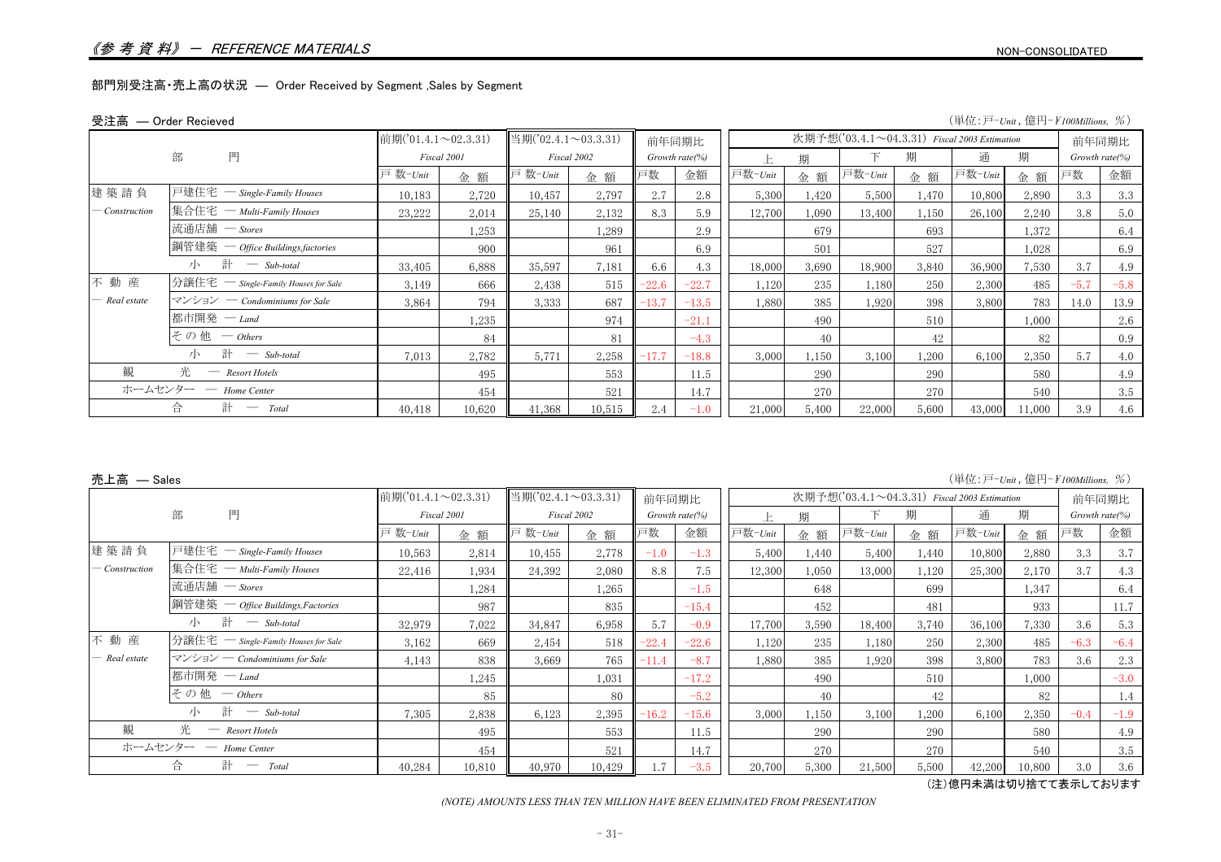*《参 考 資 料》 ― REFERENCE MATERIALS*

NON-CONSOLIDATED

### 部門別受注高・売上高の状況 ― Order Received by Segment ,Sales by Segment

#### 受注高 ― Order Recieved

（単位：戸-*Unit*，億円-*¥100Millions*, ％）

| 部門 | | 前期('01.4.1～02.3.31) *Fiscal 2001* | | 当期('02.4.1～03.3.31) *Fiscal 2002* | | 前年同期比 *Growth rate(%)* | | 次期予想('03.4.1～04.3.31) *Fiscal 2003 Estimation* 上期 | | 下期 | | 通期 | | 前年同期比 *Growth rate(%)* | |
|---|---|---|---|---|---|---|---|---|---|---|---|---|---|---|---|
| | | 戸数-*Unit* | 金額 | 戸数-*Unit* | 金額 | 戸数 | 金額 | 戸数-*Unit* | 金額 | 戸数-*Unit* | 金額 | 戸数-*Unit* | 金額 | 戸数 | 金額 |
| 建築請負 ― *Construction* | 戸建住宅 ― *Single-Family Houses* | 10,183 | 2,720 | 10,457 | 2,797 | 2.7 | 2.8 | 5,300 | 1,420 | 5,500 | 1,470 | 10,800 | 2,890 | 3.3 | 3.3 |
| | 集合住宅 ― *Multi-Family Houses* | 23,222 | 2,014 | 25,140 | 2,132 | 8.3 | 5.9 | 12,700 | 1,090 | 13,400 | 1,150 | 26,100 | 2,240 | 3.8 | 5.0 |
| | 流通店舗 ― *Stores* | | 1,253 | | 1,289 | | 2.9 | | 679 | | 693 | | 1,372 | | 6.4 |
| | 鋼管建築 ― *Office Buildings,factories* | | 900 | | 961 | | 6.9 | | 501 | | 527 | | 1,028 | | 6.9 |
| | 小計 ― *Sub-total* | 33,405 | 6,888 | 35,597 | 7,181 | 6.6 | 4.3 | 18,000 | 3,690 | 18,900 | 3,840 | 36,900 | 7,530 | 3.7 | 4.9 |
| 不動産 ― *Real estate* | 分譲住宅 ― *Single-Family Houses for Sale* | 3,149 | 666 | 2,438 | 515 | −22.6 | −22.7 | 1,120 | 235 | 1,180 | 250 | 2,300 | 485 | −5.7 | −5.8 |
| | マンション ― *Condominiums for Sale* | 3,864 | 794 | 3,333 | 687 | −13.7 | −13.5 | 1,880 | 385 | 1,920 | 398 | 3,800 | 783 | 14.0 | 13.9 |
| | 都市開発 ― *Land* | | 1,235 | | 974 | | −21.1 | | 490 | | 510 | | 1,000 | | 2.6 |
| | その他 ― *Others* | | 84 | | 81 | | −4.3 | | 40 | | 42 | | 82 | | 0.9 |
| | 小計 ― *Sub-total* | 7,013 | 2,782 | 5,771 | 2,258 | −17.7 | −18.8 | 3,000 | 1,150 | 3,100 | 1,200 | 6,100 | 2,350 | 5.7 | 4.0 |
| 観光 ― *Resort Hotels* | | | 495 | | 553 | | 11.5 | | 290 | | 290 | | 580 | | 4.9 |
| ホームセンター ― *Home Center* | | | 454 | | 521 | | 14.7 | | 270 | | 270 | | 540 | | 3.5 |
| 合計 ― *Total* | | 40,418 | 10,620 | 41,368 | 10,515 | 2.4 | −1.0 | 21,000 | 5,400 | 22,000 | 5,600 | 43,000 | 11,000 | 3.9 | 4.6 |

#### 売上高 ― Sales

（単位：戸-*Unit*，億円-*¥100Millions*, ％）

| 部門 | | 前期('01.4.1～02.3.31) *Fiscal 2001* | | 当期('02.4.1～03.3.31) *Fiscal 2002* | | 前年同期比 *Growth rate(%)* | | 次期予想('03.4.1～04.3.31) *Fiscal 2003 Estimation* 上期 | | 下期 | | 通期 | | 前年同期比 *Growth rate(%)* | |
|---|---|---|---|---|---|---|---|---|---|---|---|---|---|---|---|
| | | 戸数-*Unit* | 金額 | 戸数-*Unit* | 金額 | 戸数 | 金額 | 戸数-*Unit* | 金額 | 戸数-*Unit* | 金額 | 戸数-*Unit* | 金額 | 戸数 | 金額 |
| 建築請負 ― *Construction* | 戸建住宅 ― *Single-Family Houses* | 10,563 | 2,814 | 10,455 | 2,778 | −1.0 | −1.3 | 5,400 | 1,440 | 5,400 | 1,440 | 10,800 | 2,880 | 3.3 | 3.7 |
| | 集合住宅 ― *Multi-Family Houses* | 22,416 | 1,934 | 24,392 | 2,080 | 8.8 | 7.5 | 12,300 | 1,050 | 13,000 | 1,120 | 25,300 | 2,170 | 3.7 | 4.3 |
| | 流通店舗 ― *Stores* | | 1,284 | | 1,265 | | −1.5 | | 648 | | 699 | | 1,347 | | 6.4 |
| | 鋼管建築 ― *Office Buildings,Factories* | | 987 | | 835 | | −15.4 | | 452 | | 481 | | 933 | | 11.7 |
| | 小計 ― *Sub-total* | 32,979 | 7,022 | 34,847 | 6,958 | 5.7 | −0.9 | 17,700 | 3,590 | 18,400 | 3,740 | 36,100 | 7,330 | 3.6 | 5.3 |
| 不動産 ― *Real estate* | 分譲住宅 ― *Single-Family Houses for Sale* | 3,162 | 669 | 2,454 | 518 | −22.4 | −22.6 | 1,120 | 235 | 1,180 | 250 | 2,300 | 485 | −6.3 | −6.4 |
| | マンション ― *Condominiums for Sale* | 4,143 | 838 | 3,669 | 765 | −11.4 | −8.7 | 1,880 | 385 | 1,920 | 398 | 3,800 | 783 | 3.6 | 2.3 |
| | 都市開発 ― *Land* | | 1,245 | | 1,031 | | −17.2 | | 490 | | 510 | | 1,000 | | −3.0 |
| | その他 ― *Others* | | 85 | | 80 | | −5.2 | | 40 | | 42 | | 82 | | 1.4 |
| | 小計 ― *Sub-total* | 7,305 | 2,838 | 6,123 | 2,395 | −16.2 | −15.6 | 3,000 | 1,150 | 3,100 | 1,200 | 6,100 | 2,350 | −0.4 | −1.9 |
| 観光 ― *Resort Hotels* | | | 495 | | 553 | | 11.5 | | 290 | | 290 | | 580 | | 4.9 |
| ホームセンター ― *Home Center* | | | 454 | | 521 | | 14.7 | | 270 | | 270 | | 540 | | 3.5 |
| 合計 ― *Total* | | 40,284 | 10,810 | 40,970 | 10,429 | 1.7 | −3.5 | 20,700 | 5,300 | 21,500 | 5,500 | 42,200 | 10,800 | 3.0 | 3.6 |

（注）億円未満は切り捨てて表示しております

*(NOTE) AMOUNTS LESS THAN TEN MILLION HAVE BEEN ELIMINATED FROM PRESENTATION*